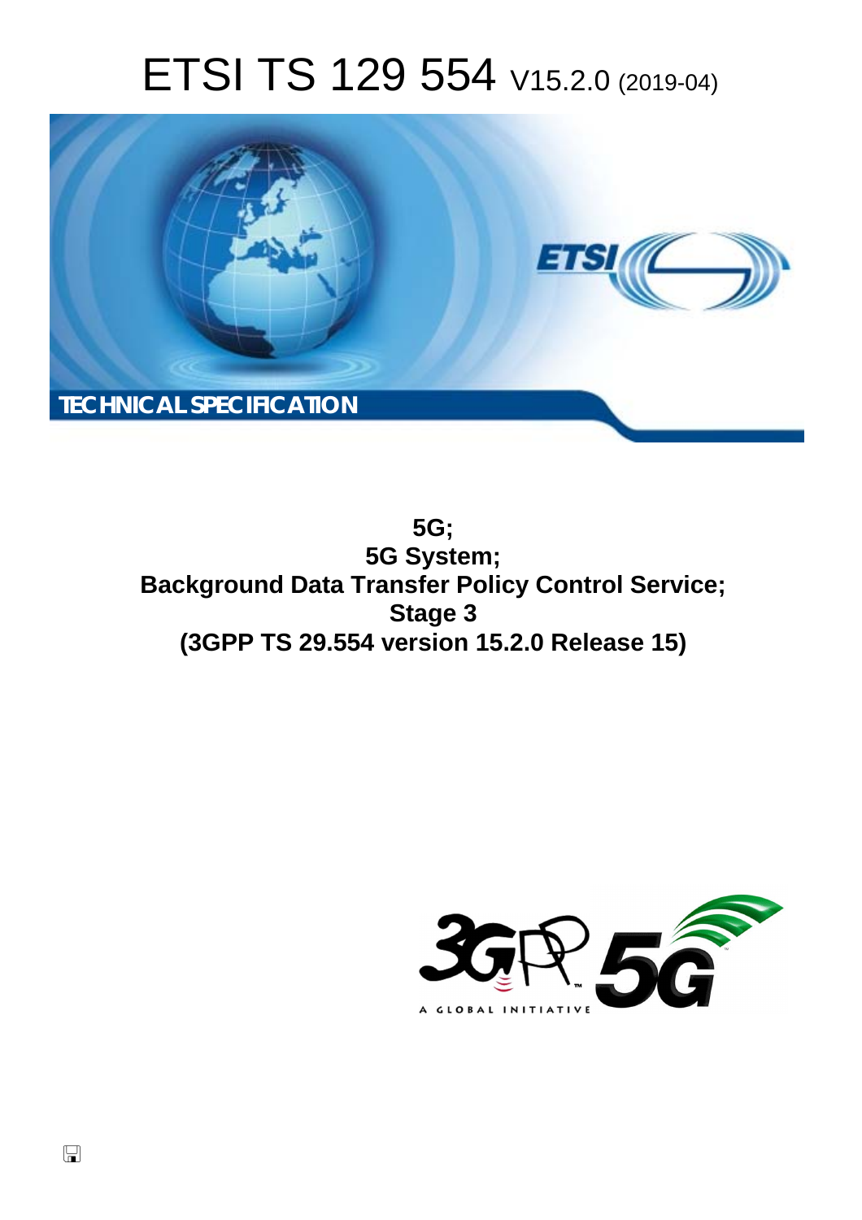# ETSI TS 129 554 V15.2.0 (2019-04)

TECHNICAL SPECIFICATION

**5G;**
**5G System;**
**Background Data Transfer Policy Control Service;**
**Stage 3**
**(3GPP TS 29.554 version 15.2.0 Release 15)**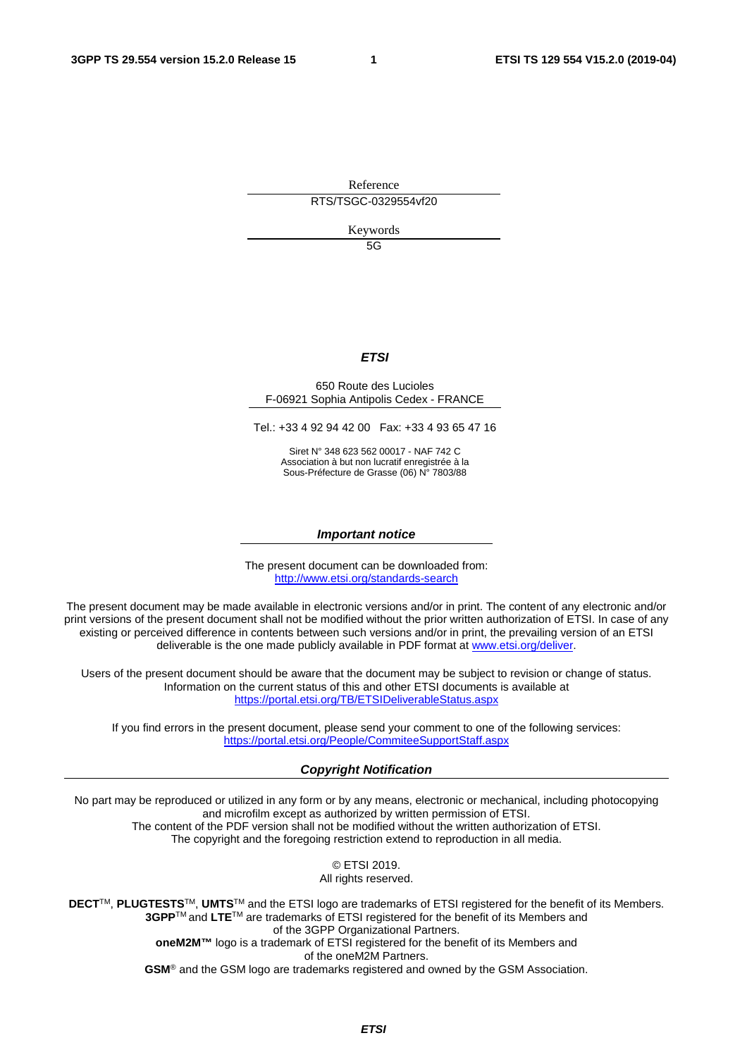Reference

RTS/TSGC-0329554vf20

Keywords

5G

***ETSI***

650 Route des Lucioles
F-06921 Sophia Antipolis Cedex - FRANCE

Tel.: +33 4 92 94 42 00   Fax: +33 4 93 65 47 16

Siret N° 348 623 562 00017 - NAF 742 C
Association à but non lucratif enregistrée à la
Sous-Préfecture de Grasse (06) N° 7803/88

***Important notice***

The present document can be downloaded from:
http://www.etsi.org/standards-search

The present document may be made available in electronic versions and/or in print. The content of any electronic and/or print versions of the present document shall not be modified without the prior written authorization of ETSI. In case of any existing or perceived difference in contents between such versions and/or in print, the prevailing version of an ETSI deliverable is the one made publicly available in PDF format at www.etsi.org/deliver.

Users of the present document should be aware that the document may be subject to revision or change of status. Information on the current status of this and other ETSI documents is available at https://portal.etsi.org/TB/ETSIDeliverableStatus.aspx

If you find errors in the present document, please send your comment to one of the following services:
https://portal.etsi.org/People/CommiteeSupportStaff.aspx

***Copyright Notification***

No part may be reproduced or utilized in any form or by any means, electronic or mechanical, including photocopying and microfilm except as authorized by written permission of ETSI.
The content of the PDF version shall not be modified without the written authorization of ETSI.
The copyright and the foregoing restriction extend to reproduction in all media.

© ETSI 2019.
All rights reserved.

**DECT**™, **PLUGTESTS**™, **UMTS**™ and the ETSI logo are trademarks of ETSI registered for the benefit of its Members.
**3GPP**™ and **LTE**™ are trademarks of ETSI registered for the benefit of its Members and of the 3GPP Organizational Partners.
**oneM2M™** logo is a trademark of ETSI registered for the benefit of its Members and of the oneM2M Partners.
**GSM**® and the GSM logo are trademarks registered and owned by the GSM Association.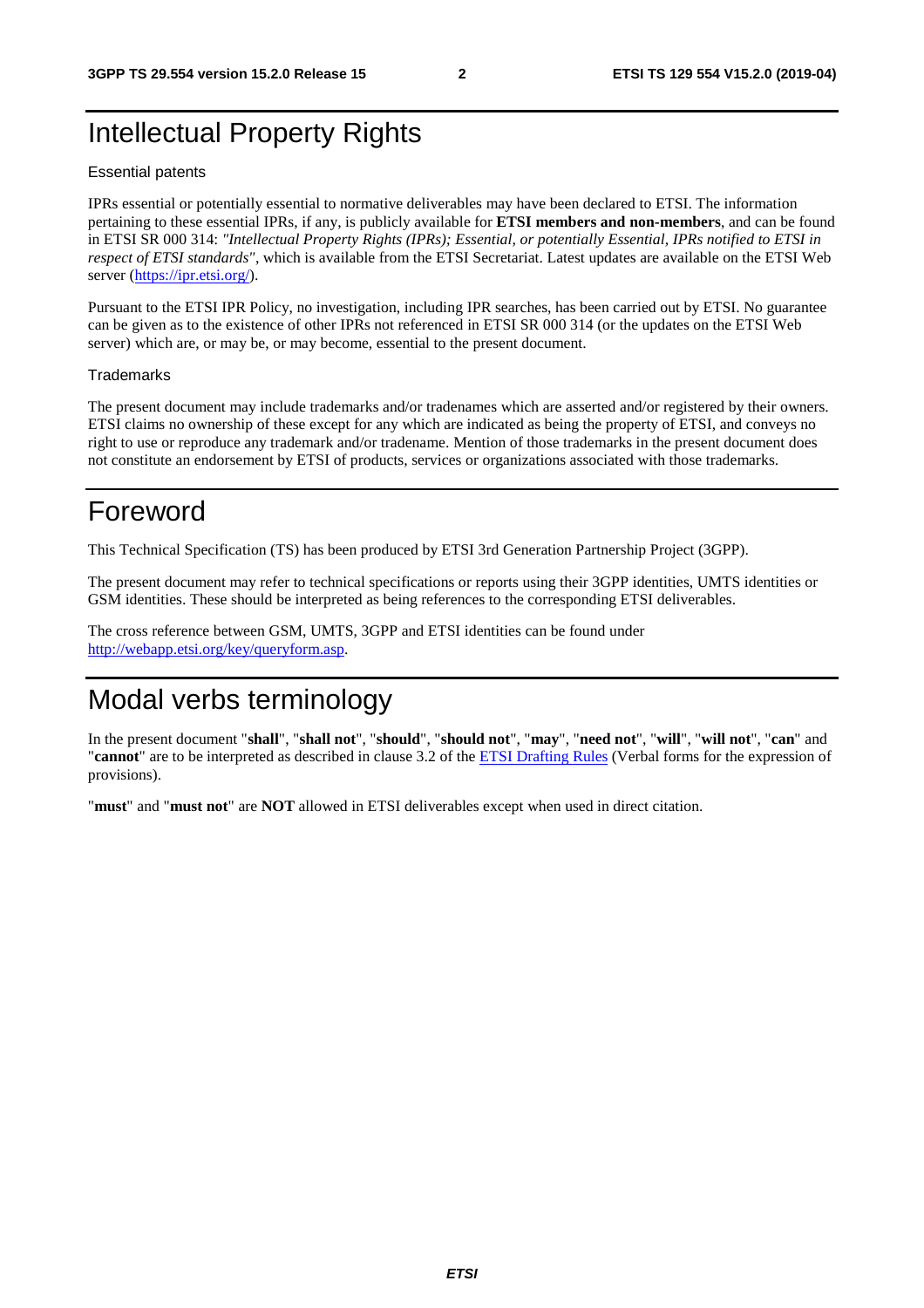# Intellectual Property Rights

Essential patents

IPRs essential or potentially essential to normative deliverables may have been declared to ETSI. The information pertaining to these essential IPRs, if any, is publicly available for **ETSI members and non-members**, and can be found in ETSI SR 000 314: *"Intellectual Property Rights (IPRs); Essential, or potentially Essential, IPRs notified to ETSI in respect of ETSI standards"*, which is available from the ETSI Secretariat. Latest updates are available on the ETSI Web server (https://ipr.etsi.org/).

Pursuant to the ETSI IPR Policy, no investigation, including IPR searches, has been carried out by ETSI. No guarantee can be given as to the existence of other IPRs not referenced in ETSI SR 000 314 (or the updates on the ETSI Web server) which are, or may be, or may become, essential to the present document.

Trademarks

The present document may include trademarks and/or tradenames which are asserted and/or registered by their owners. ETSI claims no ownership of these except for any which are indicated as being the property of ETSI, and conveys no right to use or reproduce any trademark and/or tradename. Mention of those trademarks in the present document does not constitute an endorsement by ETSI of products, services or organizations associated with those trademarks.

# Foreword

This Technical Specification (TS) has been produced by ETSI 3rd Generation Partnership Project (3GPP).

The present document may refer to technical specifications or reports using their 3GPP identities, UMTS identities or GSM identities. These should be interpreted as being references to the corresponding ETSI deliverables.

The cross reference between GSM, UMTS, 3GPP and ETSI identities can be found under http://webapp.etsi.org/key/queryform.asp.

# Modal verbs terminology

In the present document "**shall**", "**shall not**", "**should**", "**should not**", "**may**", "**need not**", "**will**", "**will not**", "**can**" and "**cannot**" are to be interpreted as described in clause 3.2 of the ETSI Drafting Rules (Verbal forms for the expression of provisions).

"**must**" and "**must not**" are **NOT** allowed in ETSI deliverables except when used in direct citation.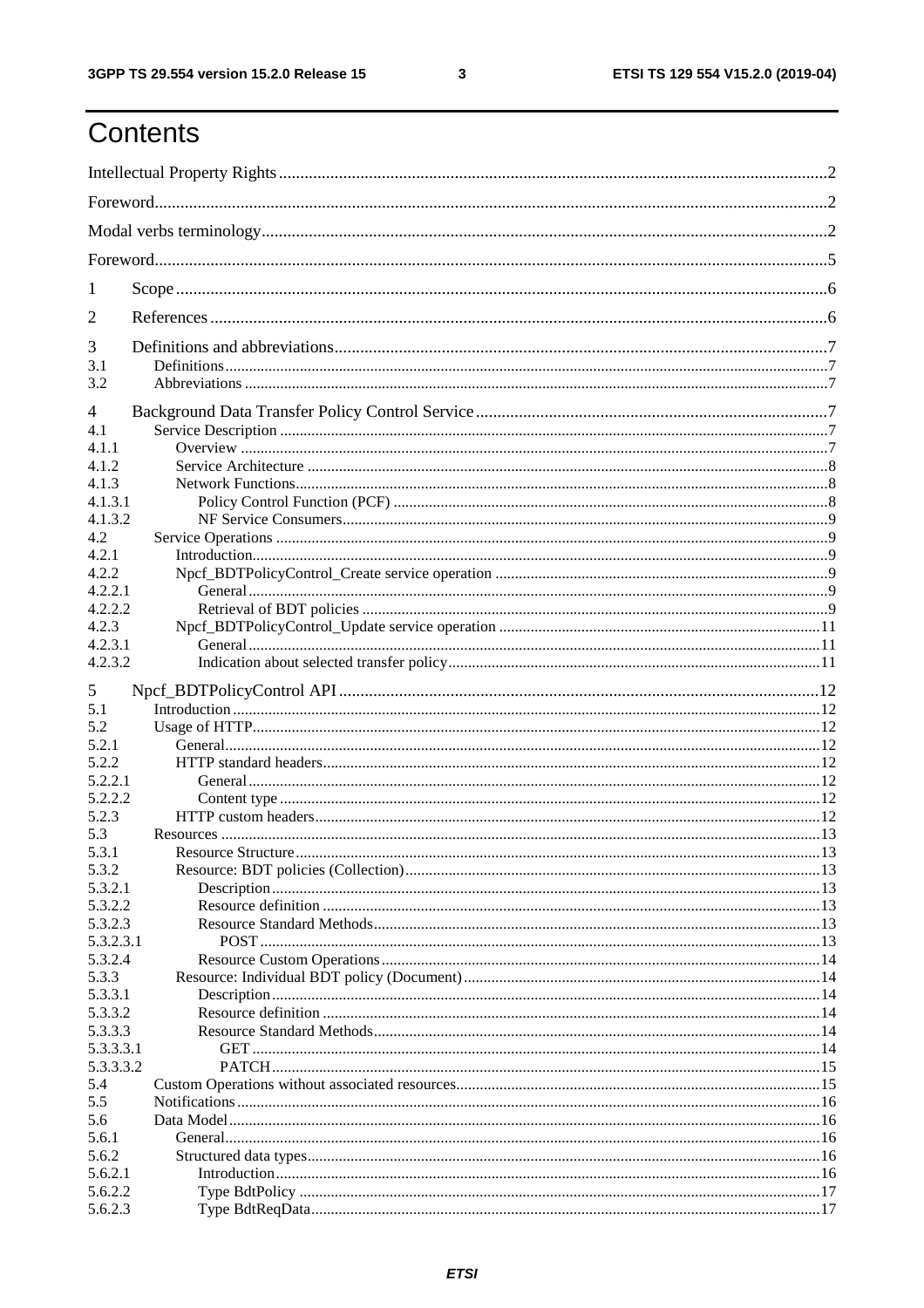# Contents

Intellectual Property Rights ....... 2

Foreword ....... 2

Modal verbs terminology ....... 2

Foreword ....... 5

1 Scope ....... 6

2 References ....... 6

3 Definitions and abbreviations ....... 7
- 3.1 Definitions ....... 7
- 3.2 Abbreviations ....... 7

4 Background Data Transfer Policy Control Service ....... 7
- 4.1 Service Description ....... 7
- 4.1.1 Overview ....... 7
- 4.1.2 Service Architecture ....... 8
- 4.1.3 Network Functions ....... 8
- 4.1.3.1 Policy Control Function (PCF) ....... 8
- 4.1.3.2 NF Service Consumers ....... 9
- 4.2 Service Operations ....... 9
- 4.2.1 Introduction ....... 9
- 4.2.2 Npcf_BDTPolicyControl_Create service operation ....... 9
- 4.2.2.1 General ....... 9
- 4.2.2.2 Retrieval of BDT policies ....... 9
- 4.2.3 Npcf_BDTPolicyControl_Update service operation ....... 11
- 4.2.3.1 General ....... 11
- 4.2.3.2 Indication about selected transfer policy ....... 11

5 Npcf_BDTPolicyControl API ....... 12
- 5.1 Introduction ....... 12
- 5.2 Usage of HTTP ....... 12
- 5.2.1 General ....... 12
- 5.2.2 HTTP standard headers ....... 12
- 5.2.2.1 General ....... 12
- 5.2.2.2 Content type ....... 12
- 5.2.3 HTTP custom headers ....... 12
- 5.3 Resources ....... 13
- 5.3.1 Resource Structure ....... 13
- 5.3.2 Resource: BDT policies (Collection) ....... 13
- 5.3.2.1 Description ....... 13
- 5.3.2.2 Resource definition ....... 13
- 5.3.2.3 Resource Standard Methods ....... 13
- 5.3.2.3.1 POST ....... 13
- 5.3.2.4 Resource Custom Operations ....... 14
- 5.3.3 Resource: Individual BDT policy (Document) ....... 14
- 5.3.3.1 Description ....... 14
- 5.3.3.2 Resource definition ....... 14
- 5.3.3.3 Resource Standard Methods ....... 14
- 5.3.3.3.1 GET ....... 14
- 5.3.3.3.2 PATCH ....... 15
- 5.4 Custom Operations without associated resources ....... 15
- 5.5 Notifications ....... 16
- 5.6 Data Model ....... 16
- 5.6.1 General ....... 16
- 5.6.2 Structured data types ....... 16
- 5.6.2.1 Introduction ....... 16
- 5.6.2.2 Type BdtPolicy ....... 17
- 5.6.2.3 Type BdtReqData ....... 17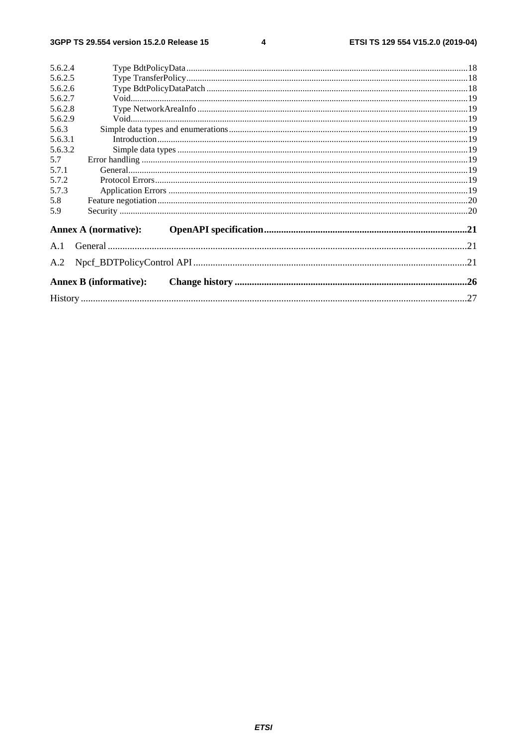5.6.2.4 Type BdtPolicyData ... 18
5.6.2.5 Type TransferPolicy ... 18
5.6.2.6 Type BdtPolicyDataPatch ... 18
5.6.2.7 Void ... 19
5.6.2.8 Type NetworkAreaInfo ... 19
5.6.2.9 Void ... 19
5.6.3 Simple data types and enumerations ... 19
5.6.3.1 Introduction ... 19
5.6.3.2 Simple data types ... 19
5.7 Error handling ... 19
5.7.1 General ... 19
5.7.2 Protocol Errors ... 19
5.7.3 Application Errors ... 19
5.8 Feature negotiation ... 20
5.9 Security ... 20

**Annex A (normative): OpenAPI specification ... 21**

A.1 General ... 21

A.2 Npcf_BDTPolicyControl API ... 21

**Annex B (informative): Change history ... 26**

History ... 27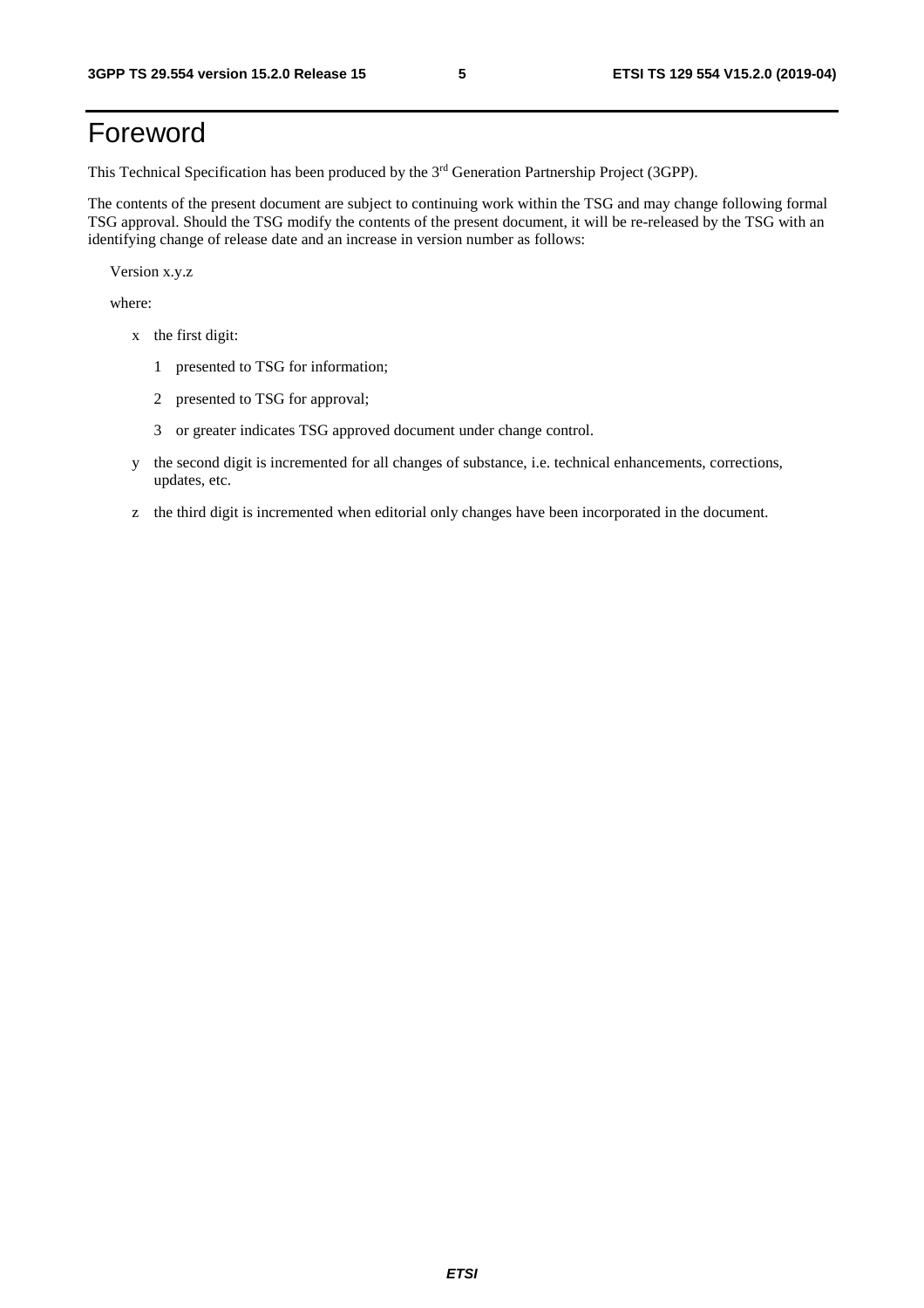# Foreword

This Technical Specification has been produced by the 3rd Generation Partnership Project (3GPP).

The contents of the present document are subject to continuing work within the TSG and may change following formal TSG approval. Should the TSG modify the contents of the present document, it will be re-released by the TSG with an identifying change of release date and an increase in version number as follows:

Version x.y.z

where:

- x the first digit:
  - 1 presented to TSG for information;
  - 2 presented to TSG for approval;
  - 3 or greater indicates TSG approved document under change control.
- y the second digit is incremented for all changes of substance, i.e. technical enhancements, corrections, updates, etc.
- z the third digit is incremented when editorial only changes have been incorporated in the document.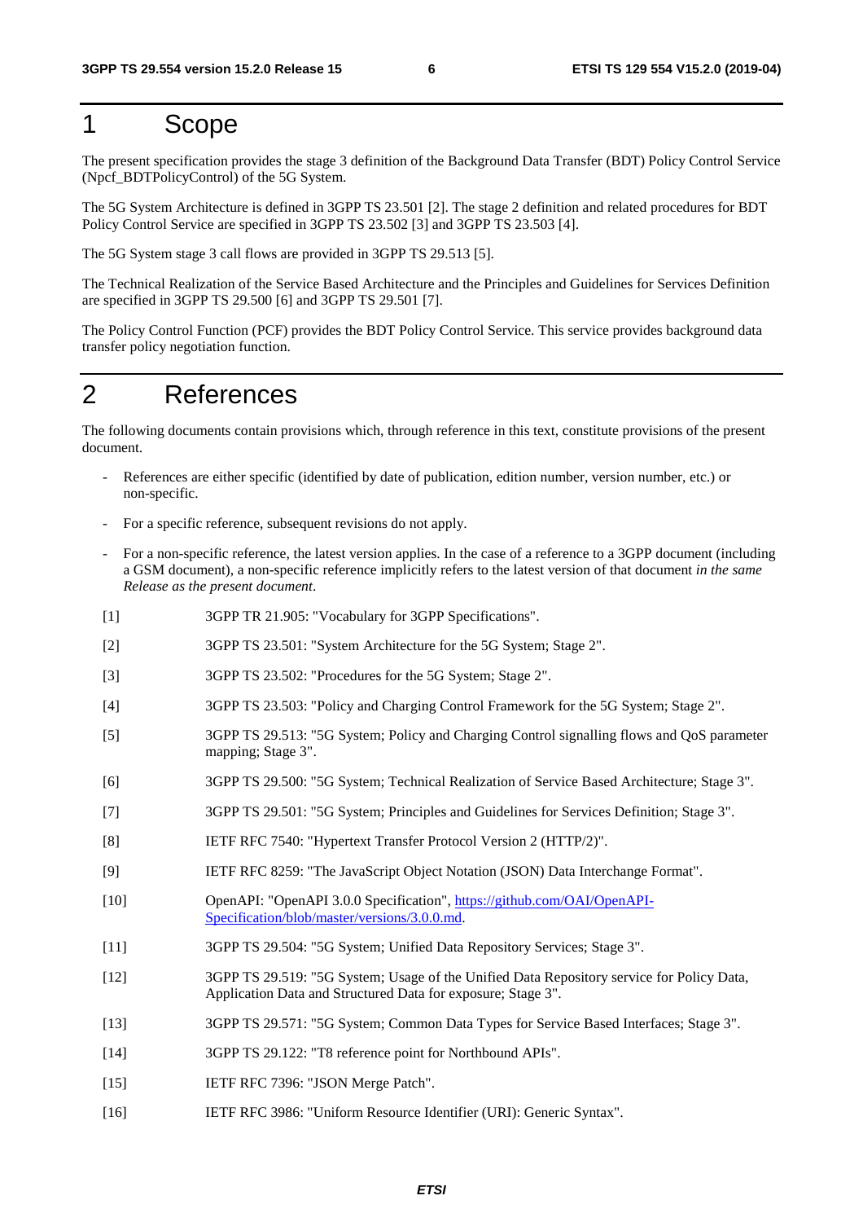# 1 Scope

The present specification provides the stage 3 definition of the Background Data Transfer (BDT) Policy Control Service (Npcf_BDTPolicyControl) of the 5G System.

The 5G System Architecture is defined in 3GPP TS 23.501 [2]. The stage 2 definition and related procedures for BDT Policy Control Service are specified in 3GPP TS 23.502 [3] and 3GPP TS 23.503 [4].

The 5G System stage 3 call flows are provided in 3GPP TS 29.513 [5].

The Technical Realization of the Service Based Architecture and the Principles and Guidelines for Services Definition are specified in 3GPP TS 29.500 [6] and 3GPP TS 29.501 [7].

The Policy Control Function (PCF) provides the BDT Policy Control Service. This service provides background data transfer policy negotiation function.

# 2 References

The following documents contain provisions which, through reference in this text, constitute provisions of the present document.

- References are either specific (identified by date of publication, edition number, version number, etc.) or non-specific.
- For a specific reference, subsequent revisions do not apply.
- For a non-specific reference, the latest version applies. In the case of a reference to a 3GPP document (including a GSM document), a non-specific reference implicitly refers to the latest version of that document *in the same Release as the present document*.

[1] 3GPP TR 21.905: "Vocabulary for 3GPP Specifications".

[2] 3GPP TS 23.501: "System Architecture for the 5G System; Stage 2".

[3] 3GPP TS 23.502: "Procedures for the 5G System; Stage 2".

[4] 3GPP TS 23.503: "Policy and Charging Control Framework for the 5G System; Stage 2".

[5] 3GPP TS 29.513: "5G System; Policy and Charging Control signalling flows and QoS parameter mapping; Stage 3".

[6] 3GPP TS 29.500: "5G System; Technical Realization of Service Based Architecture; Stage 3".

[7] 3GPP TS 29.501: "5G System; Principles and Guidelines for Services Definition; Stage 3".

[8] IETF RFC 7540: "Hypertext Transfer Protocol Version 2 (HTTP/2)".

[9] IETF RFC 8259: "The JavaScript Object Notation (JSON) Data Interchange Format".

[10] OpenAPI: "OpenAPI 3.0.0 Specification", https://github.com/OAI/OpenAPI-Specification/blob/master/versions/3.0.0.md.

[11] 3GPP TS 29.504: "5G System; Unified Data Repository Services; Stage 3".

[12] 3GPP TS 29.519: "5G System; Usage of the Unified Data Repository service for Policy Data, Application Data and Structured Data for exposure; Stage 3".

[13] 3GPP TS 29.571: "5G System; Common Data Types for Service Based Interfaces; Stage 3".

[14] 3GPP TS 29.122: "T8 reference point for Northbound APIs".

[15] IETF RFC 7396: "JSON Merge Patch".

[16] IETF RFC 3986: "Uniform Resource Identifier (URI): Generic Syntax".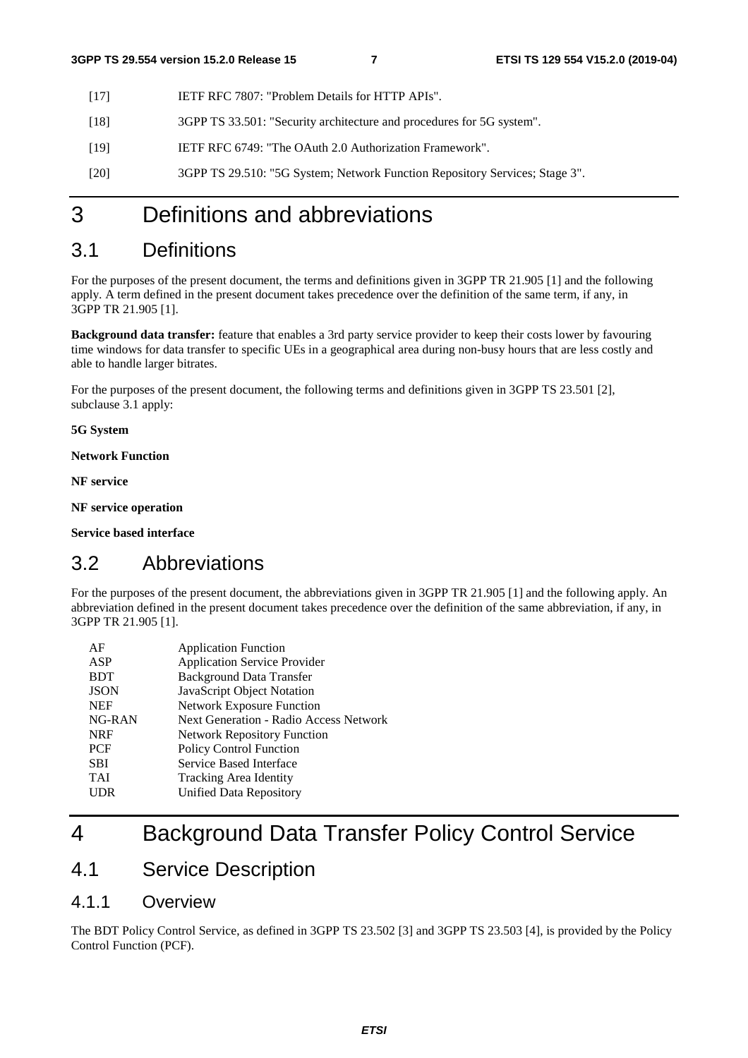[17] IETF RFC 7807: "Problem Details for HTTP APIs".

[18] 3GPP TS 33.501: "Security architecture and procedures for 5G system".

[19] IETF RFC 6749: "The OAuth 2.0 Authorization Framework".

[20] 3GPP TS 29.510: "5G System; Network Function Repository Services; Stage 3".

# 3 Definitions and abbreviations

## 3.1 Definitions

For the purposes of the present document, the terms and definitions given in 3GPP TR 21.905 [1] and the following apply. A term defined in the present document takes precedence over the definition of the same term, if any, in 3GPP TR 21.905 [1].

**Background data transfer:** feature that enables a 3rd party service provider to keep their costs lower by favouring time windows for data transfer to specific UEs in a geographical area during non-busy hours that are less costly and able to handle larger bitrates.

For the purposes of the present document, the following terms and definitions given in 3GPP TS 23.501 [2], subclause 3.1 apply:

**5G System**

**Network Function**

**NF service**

**NF service operation**

**Service based interface**

## 3.2 Abbreviations

For the purposes of the present document, the abbreviations given in 3GPP TR 21.905 [1] and the following apply. An abbreviation defined in the present document takes precedence over the definition of the same abbreviation, if any, in 3GPP TR 21.905 [1].

| | |
|---|---|
| AF | Application Function |
| ASP | Application Service Provider |
| BDT | Background Data Transfer |
| JSON | JavaScript Object Notation |
| NEF | Network Exposure Function |
| NG-RAN | Next Generation - Radio Access Network |
| NRF | Network Repository Function |
| PCF | Policy Control Function |
| SBI | Service Based Interface |
| TAI | Tracking Area Identity |
| UDR | Unified Data Repository |

# 4 Background Data Transfer Policy Control Service

## 4.1 Service Description

### 4.1.1 Overview

The BDT Policy Control Service, as defined in 3GPP TS 23.502 [3] and 3GPP TS 23.503 [4], is provided by the Policy Control Function (PCF).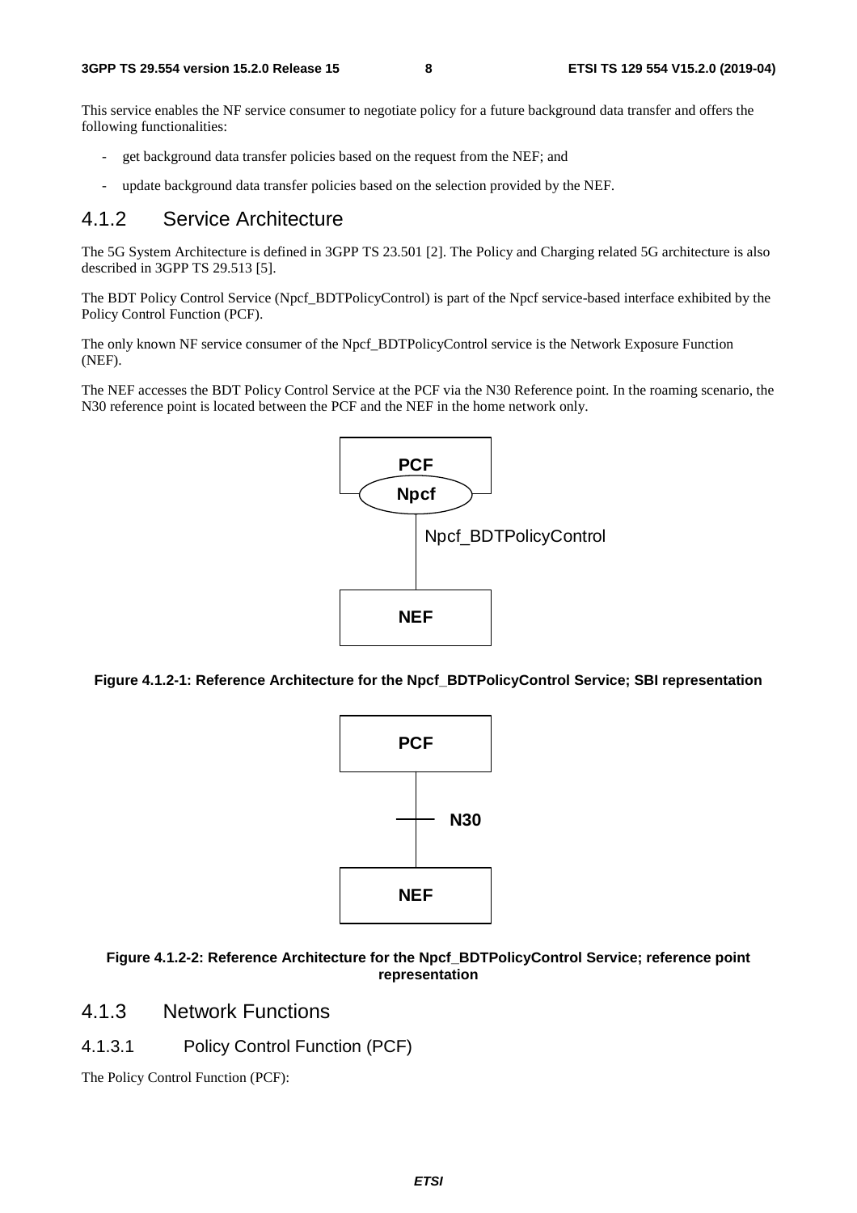This service enables the NF service consumer to negotiate policy for a future background data transfer and offers the following functionalities:

- get background data transfer policies based on the request from the NEF; and
- update background data transfer policies based on the selection provided by the NEF.

## 4.1.2 Service Architecture

The 5G System Architecture is defined in 3GPP TS 23.501 [2]. The Policy and Charging related 5G architecture is also described in 3GPP TS 29.513 [5].

The BDT Policy Control Service (Npcf_BDTPolicyControl) is part of the Npcf service-based interface exhibited by the Policy Control Function (PCF).

The only known NF service consumer of the Npcf_BDTPolicyControl service is the Network Exposure Function (NEF).

The NEF accesses the BDT Policy Control Service at the PCF via the N30 Reference point. In the roaming scenario, the N30 reference point is located between the PCF and the NEF in the home network only.

PCF

Npcf

Npcf_BDTPolicyControl

NEF

**Figure 4.1.2-1: Reference Architecture for the Npcf_BDTPolicyControl Service; SBI representation**

PCF

N30

NEF

**Figure 4.1.2-2: Reference Architecture for the Npcf_BDTPolicyControl Service; reference point representation**

## 4.1.3 Network Functions

### 4.1.3.1 Policy Control Function (PCF)

The Policy Control Function (PCF):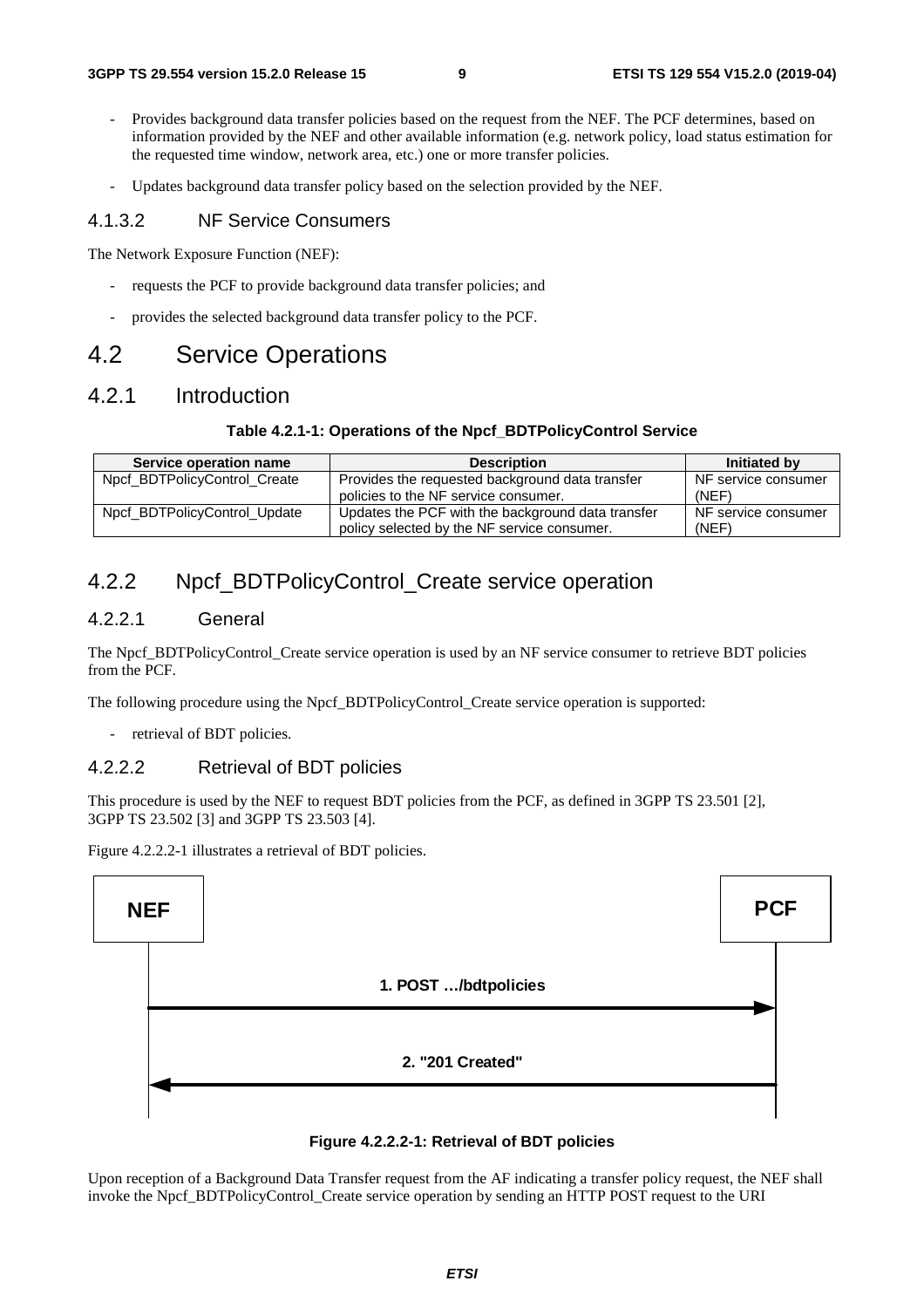- Provides background data transfer policies based on the request from the NEF. The PCF determines, based on information provided by the NEF and other available information (e.g. network policy, load status estimation for the requested time window, network area, etc.) one or more transfer policies.

- Updates background data transfer policy based on the selection provided by the NEF.

#### 4.1.3.2 NF Service Consumers

The Network Exposure Function (NEF):

- requests the PCF to provide background data transfer policies; and

- provides the selected background data transfer policy to the PCF.

## 4.2 Service Operations

### 4.2.1 Introduction

**Table 4.2.1-1: Operations of the Npcf_BDTPolicyControl Service**

| Service operation name | Description | Initiated by |
|---|---|---|
| Npcf_BDTPolicyControl_Create | Provides the requested background data transfer policies to the NF service consumer. | NF service consumer (NEF) |
| Npcf_BDTPolicyControl_Update | Updates the PCF with the background data transfer policy selected by the NF service consumer. | NF service consumer (NEF) |

### 4.2.2 Npcf_BDTPolicyControl_Create service operation

#### 4.2.2.1 General

The Npcf_BDTPolicyControl_Create service operation is used by an NF service consumer to retrieve BDT policies from the PCF.

The following procedure using the Npcf_BDTPolicyControl_Create service operation is supported:

- retrieval of BDT policies.

#### 4.2.2.2 Retrieval of BDT policies

This procedure is used by the NEF to request BDT policies from the PCF, as defined in 3GPP TS 23.501 [2], 3GPP TS 23.502 [3] and 3GPP TS 23.503 [4].

Figure 4.2.2.2-1 illustrates a retrieval of BDT policies.

NEF

PCF

1. POST …/bdtpolicies

2. "201 Created"

**Figure 4.2.2.2-1: Retrieval of BDT policies**

Upon reception of a Background Data Transfer request from the AF indicating a transfer policy request, the NEF shall invoke the Npcf_BDTPolicyControl_Create service operation by sending an HTTP POST request to the URI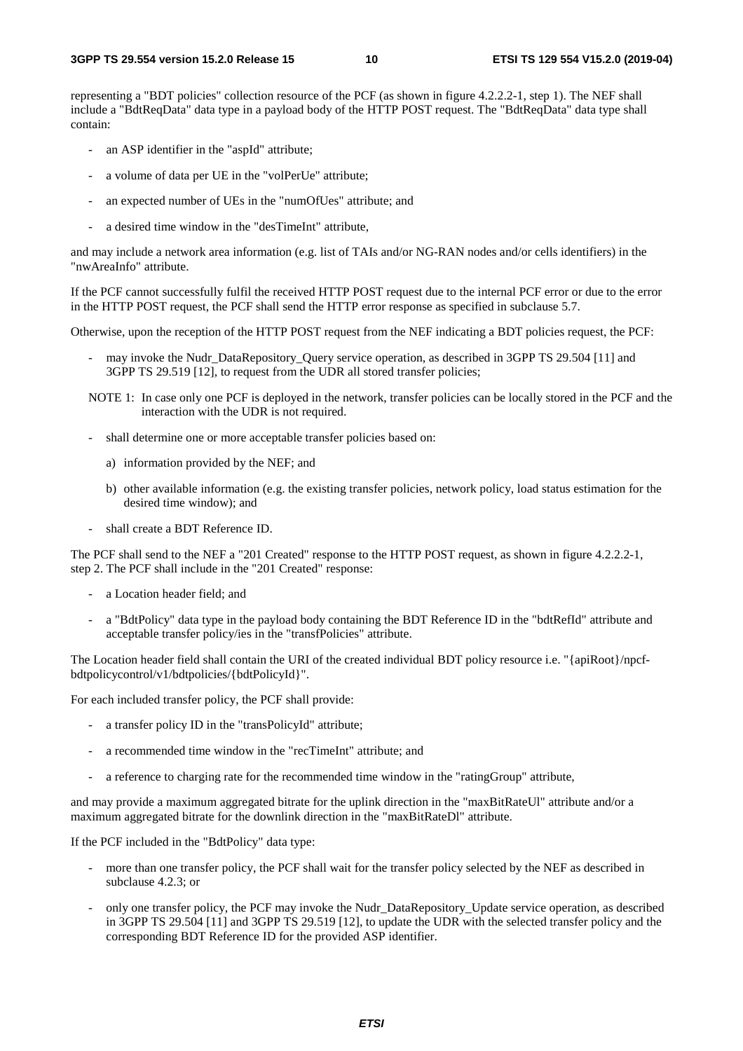representing a "BDT policies" collection resource of the PCF (as shown in figure 4.2.2.2-1, step 1). The NEF shall include a "BdtReqData" data type in a payload body of the HTTP POST request. The "BdtReqData" data type shall contain:

- an ASP identifier in the "aspId" attribute;
- a volume of data per UE in the "volPerUe" attribute;
- an expected number of UEs in the "numOfUes" attribute; and
- a desired time window in the "desTimeInt" attribute,

and may include a network area information (e.g. list of TAIs and/or NG-RAN nodes and/or cells identifiers) in the "nwAreaInfo" attribute.

If the PCF cannot successfully fulfil the received HTTP POST request due to the internal PCF error or due to the error in the HTTP POST request, the PCF shall send the HTTP error response as specified in subclause 5.7.

Otherwise, upon the reception of the HTTP POST request from the NEF indicating a BDT policies request, the PCF:

- may invoke the Nudr_DataRepository_Query service operation, as described in 3GPP TS 29.504 [11] and 3GPP TS 29.519 [12], to request from the UDR all stored transfer policies;

NOTE 1: In case only one PCF is deployed in the network, transfer policies can be locally stored in the PCF and the interaction with the UDR is not required.

- shall determine one or more acceptable transfer policies based on:
  a) information provided by the NEF; and
  b) other available information (e.g. the existing transfer policies, network policy, load status estimation for the desired time window); and
- shall create a BDT Reference ID.

The PCF shall send to the NEF a "201 Created" response to the HTTP POST request, as shown in figure 4.2.2.2-1, step 2. The PCF shall include in the "201 Created" response:

- a Location header field; and
- a "BdtPolicy" data type in the payload body containing the BDT Reference ID in the "bdtRefId" attribute and acceptable transfer policy/ies in the "transfPolicies" attribute.

The Location header field shall contain the URI of the created individual BDT policy resource i.e. "{apiRoot}/npcf-bdtpolicycontrol/v1/bdtpolicies/{bdtPolicyId}".

For each included transfer policy, the PCF shall provide:

- a transfer policy ID in the "transPolicyId" attribute;
- a recommended time window in the "recTimeInt" attribute; and
- a reference to charging rate for the recommended time window in the "ratingGroup" attribute,

and may provide a maximum aggregated bitrate for the uplink direction in the "maxBitRateUl" attribute and/or a maximum aggregated bitrate for the downlink direction in the "maxBitRateDl" attribute.

If the PCF included in the "BdtPolicy" data type:

- more than one transfer policy, the PCF shall wait for the transfer policy selected by the NEF as described in subclause 4.2.3; or
- only one transfer policy, the PCF may invoke the Nudr_DataRepository_Update service operation, as described in 3GPP TS 29.504 [11] and 3GPP TS 29.519 [12], to update the UDR with the selected transfer policy and the corresponding BDT Reference ID for the provided ASP identifier.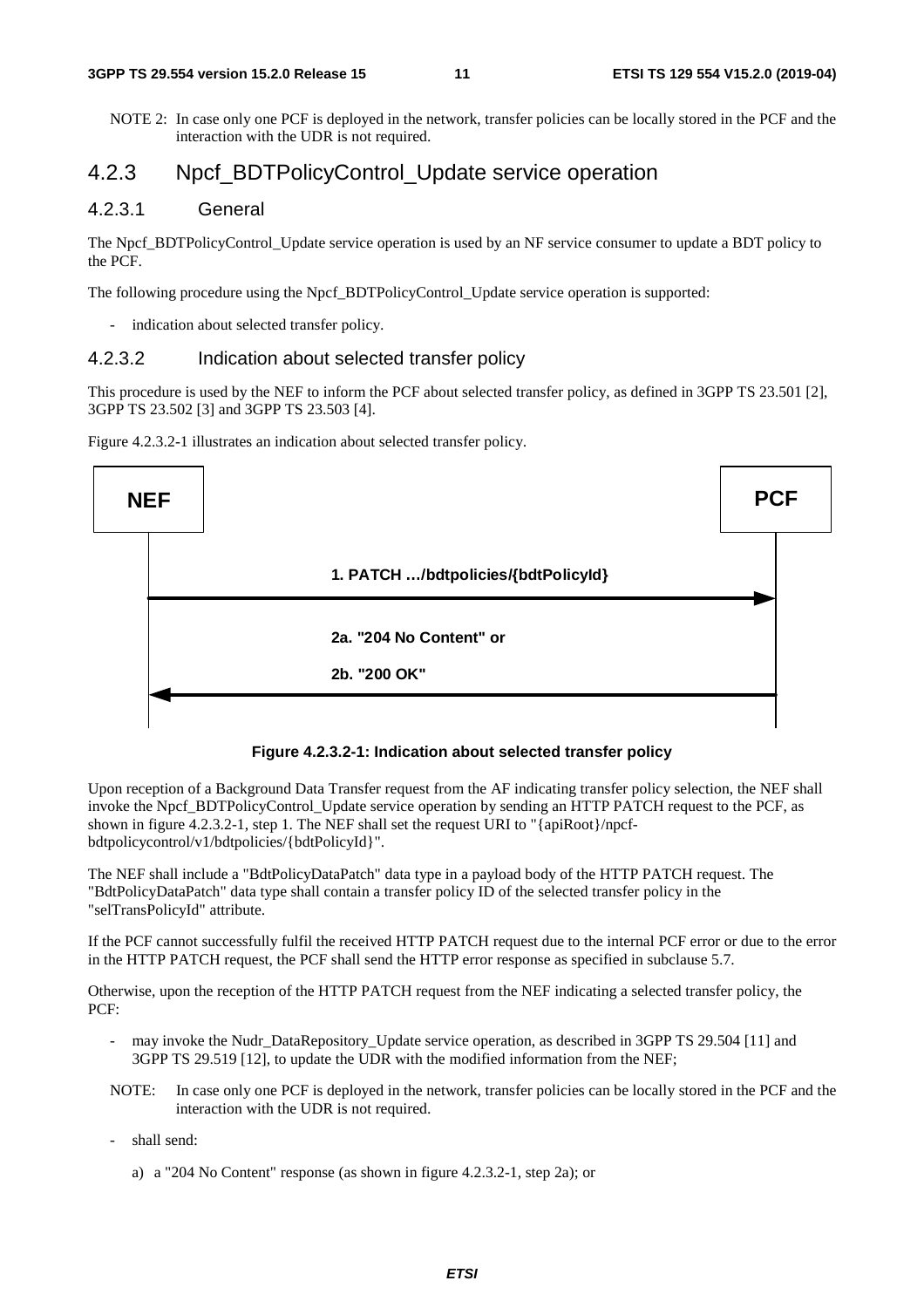NOTE 2: In case only one PCF is deployed in the network, transfer policies can be locally stored in the PCF and the interaction with the UDR is not required.

### 4.2.3 Npcf_BDTPolicyControl_Update service operation

#### 4.2.3.1 General

The Npcf_BDTPolicyControl_Update service operation is used by an NF service consumer to update a BDT policy to the PCF.

The following procedure using the Npcf_BDTPolicyControl_Update service operation is supported:

- indication about selected transfer policy.

#### 4.2.3.2 Indication about selected transfer policy

This procedure is used by the NEF to inform the PCF about selected transfer policy, as defined in 3GPP TS 23.501 [2], 3GPP TS 23.502 [3] and 3GPP TS 23.503 [4].

Figure 4.2.3.2-1 illustrates an indication about selected transfer policy.

NEF

PCF

1. PATCH …/bdtpolicies/{bdtPolicyId}

2a. "204 No Content" or

2b. "200 OK"

**Figure 4.2.3.2-1: Indication about selected transfer policy**

Upon reception of a Background Data Transfer request from the AF indicating transfer policy selection, the NEF shall invoke the Npcf_BDTPolicyControl_Update service operation by sending an HTTP PATCH request to the PCF, as shown in figure 4.2.3.2-1, step 1. The NEF shall set the request URI to "{apiRoot}/npcf-bdtpolicycontrol/v1/bdtpolicies/{bdtPolicyId}".

The NEF shall include a "BdtPolicyDataPatch" data type in a payload body of the HTTP PATCH request. The "BdtPolicyDataPatch" data type shall contain a transfer policy ID of the selected transfer policy in the "selTransPolicyId" attribute.

If the PCF cannot successfully fulfil the received HTTP PATCH request due to the internal PCF error or due to the error in the HTTP PATCH request, the PCF shall send the HTTP error response as specified in subclause 5.7.

Otherwise, upon the reception of the HTTP PATCH request from the NEF indicating a selected transfer policy, the PCF:

- may invoke the Nudr_DataRepository_Update service operation, as described in 3GPP TS 29.504 [11] and 3GPP TS 29.519 [12], to update the UDR with the modified information from the NEF;

NOTE: In case only one PCF is deployed in the network, transfer policies can be locally stored in the PCF and the interaction with the UDR is not required.

- shall send:

  a) a "204 No Content" response (as shown in figure 4.2.3.2-1, step 2a); or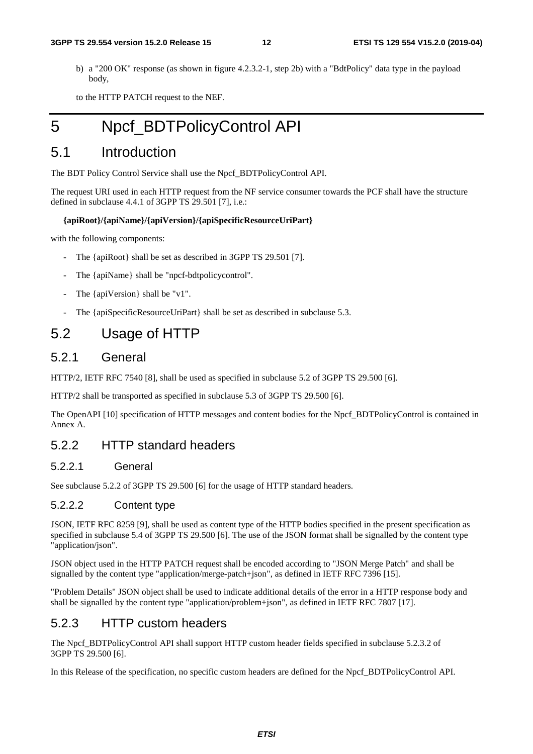b) a "200 OK" response (as shown in figure 4.2.3.2-1, step 2b) with a "BdtPolicy" data type in the payload body,

to the HTTP PATCH request to the NEF.

# 5 Npcf_BDTPolicyControl API

## 5.1 Introduction

The BDT Policy Control Service shall use the Npcf_BDTPolicyControl API.

The request URI used in each HTTP request from the NF service consumer towards the PCF shall have the structure defined in subclause 4.4.1 of 3GPP TS 29.501 [7], i.e.:

**{apiRoot}/{apiName}/{apiVersion}/{apiSpecificResourceUriPart}**

with the following components:

- The {apiRoot} shall be set as described in 3GPP TS 29.501 [7].
- The {apiName} shall be "npcf-bdtpolicycontrol".
- The {apiVersion} shall be "v1".
- The {apiSpecificResourceUriPart} shall be set as described in subclause 5.3.

## 5.2 Usage of HTTP

### 5.2.1 General

HTTP/2, IETF RFC 7540 [8], shall be used as specified in subclause 5.2 of 3GPP TS 29.500 [6].

HTTP/2 shall be transported as specified in subclause 5.3 of 3GPP TS 29.500 [6].

The OpenAPI [10] specification of HTTP messages and content bodies for the Npcf_BDTPolicyControl is contained in Annex A.

### 5.2.2 HTTP standard headers

#### 5.2.2.1 General

See subclause 5.2.2 of 3GPP TS 29.500 [6] for the usage of HTTP standard headers.

#### 5.2.2.2 Content type

JSON, IETF RFC 8259 [9], shall be used as content type of the HTTP bodies specified in the present specification as specified in subclause 5.4 of 3GPP TS 29.500 [6]. The use of the JSON format shall be signalled by the content type "application/json".

JSON object used in the HTTP PATCH request shall be encoded according to "JSON Merge Patch" and shall be signalled by the content type "application/merge-patch+json", as defined in IETF RFC 7396 [15].

"Problem Details" JSON object shall be used to indicate additional details of the error in a HTTP response body and shall be signalled by the content type "application/problem+json", as defined in IETF RFC 7807 [17].

### 5.2.3 HTTP custom headers

The Npcf_BDTPolicyControl API shall support HTTP custom header fields specified in subclause 5.2.3.2 of 3GPP TS 29.500 [6].

In this Release of the specification, no specific custom headers are defined for the Npcf_BDTPolicyControl API.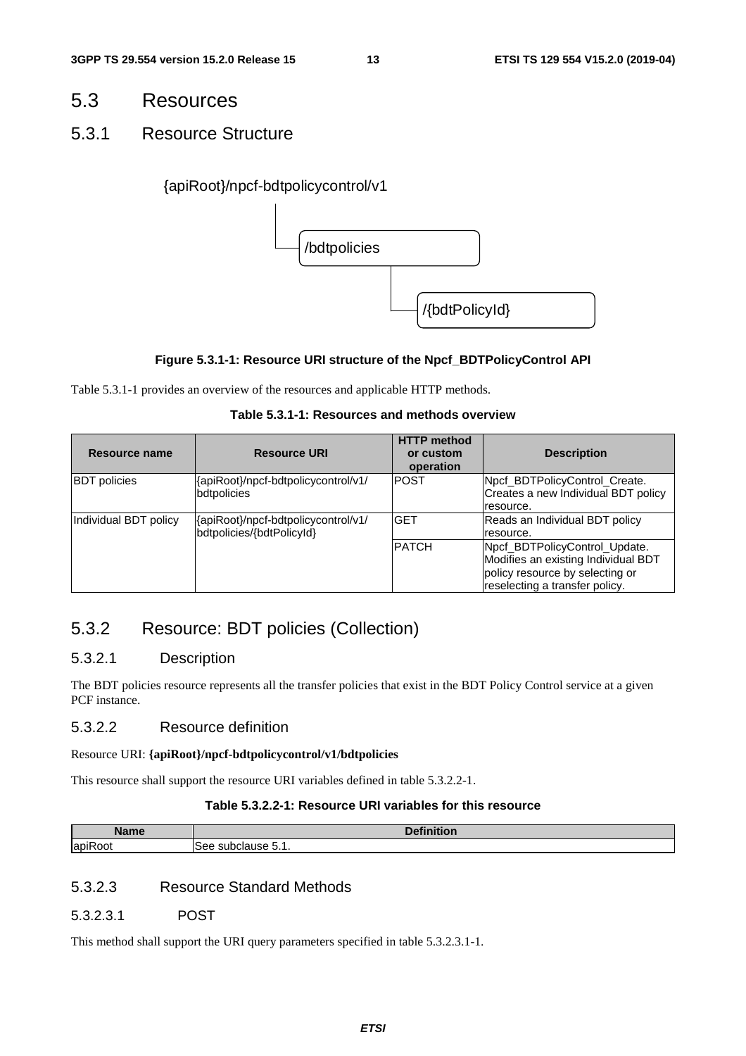## 5.3 Resources

### 5.3.1 Resource Structure

{apiRoot}/npcf-bdtpolicycontrol/v1

/bdtpolicies

/{bdtPolicyId}

**Figure 5.3.1-1: Resource URI structure of the Npcf_BDTPolicyControl API**

Table 5.3.1-1 provides an overview of the resources and applicable HTTP methods.

**Table 5.3.1-1: Resources and methods overview**

| Resource name | Resource URI | HTTP method or custom operation | Description |
|---|---|---|---|
| BDT policies | {apiRoot}/npcf-bdtpolicycontrol/v1/ bdtpolicies | POST | Npcf_BDTPolicyControl_Create. Creates a new Individual BDT policy resource. |
| Individual BDT policy | {apiRoot}/npcf-bdtpolicycontrol/v1/ bdtpolicies/{bdtPolicyId} | GET | Reads an Individual BDT policy resource. |
| | | PATCH | Npcf_BDTPolicyControl_Update. Modifies an existing Individual BDT policy resource by selecting or reselecting a transfer policy. |

### 5.3.2 Resource: BDT policies (Collection)

#### 5.3.2.1 Description

The BDT policies resource represents all the transfer policies that exist in the BDT Policy Control service at a given PCF instance.

#### 5.3.2.2 Resource definition

Resource URI: **{apiRoot}/npcf-bdtpolicycontrol/v1/bdtpolicies**

This resource shall support the resource URI variables defined in table 5.3.2.2-1.

**Table 5.3.2.2-1: Resource URI variables for this resource**

| Name | Definition |
|---|---|
| apiRoot | See subclause 5.1. |

#### 5.3.2.3 Resource Standard Methods

##### 5.3.2.3.1 POST

This method shall support the URI query parameters specified in table 5.3.2.3.1-1.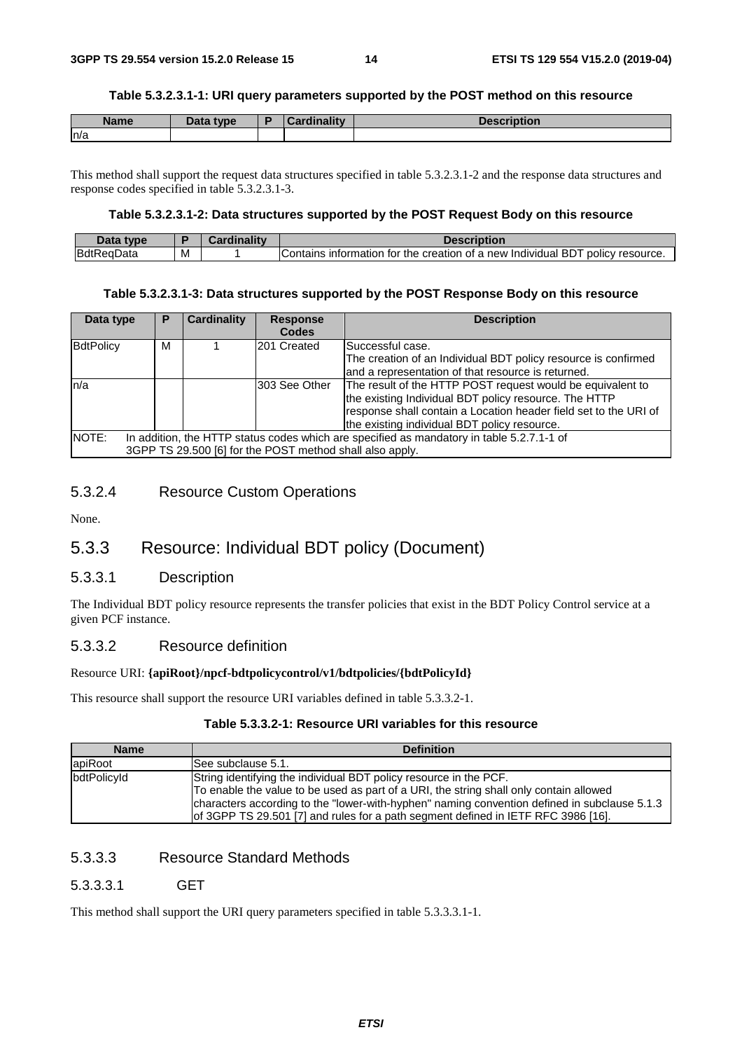**Table 5.3.2.3.1-1: URI query parameters supported by the POST method on this resource**

| Name | Data type | P | Cardinality | Description |
|---|---|---|---|---|
| n/a | | | | |

This method shall support the request data structures specified in table 5.3.2.3.1-2 and the response data structures and response codes specified in table 5.3.2.3.1-3.

**Table 5.3.2.3.1-2: Data structures supported by the POST Request Body on this resource**

| Data type | P | Cardinality | Description |
|---|---|---|---|
| BdtReqData | M | 1 | Contains information for the creation of a new Individual BDT policy resource. |

**Table 5.3.2.3.1-3: Data structures supported by the POST Response Body on this resource**

| Data type | P | Cardinality | Response Codes | Description |
|---|---|---|---|---|
| BdtPolicy | M | 1 | 201 Created | Successful case.<br>The creation of an Individual BDT policy resource is confirmed and a representation of that resource is returned. |
| n/a | | | 303 See Other | The result of the HTTP POST request would be equivalent to the existing Individual BDT policy resource. The HTTP response shall contain a Location header field set to the URI of the existing individual BDT policy resource. |
| NOTE: In addition, the HTTP status codes which are specified as mandatory in table 5.2.7.1-1 of 3GPP TS 29.500 [6] for the POST method shall also apply. | | | | |

#### 5.3.2.4 Resource Custom Operations

None.

### 5.3.3 Resource: Individual BDT policy (Document)

#### 5.3.3.1 Description

The Individual BDT policy resource represents the transfer policies that exist in the BDT Policy Control service at a given PCF instance.

#### 5.3.3.2 Resource definition

Resource URI: **{apiRoot}/npcf-bdtpolicycontrol/v1/bdtpolicies/{bdtPolicyId}**

This resource shall support the resource URI variables defined in table 5.3.3.2-1.

**Table 5.3.3.2-1: Resource URI variables for this resource**

| Name | Definition |
|---|---|
| apiRoot | See subclause 5.1. |
| bdtPolicyId | String identifying the individual BDT policy resource in the PCF.<br>To enable the value to be used as part of a URI, the string shall only contain allowed characters according to the "lower-with-hyphen" naming convention defined in subclause 5.1.3 of 3GPP TS 29.501 [7] and rules for a path segment defined in IETF RFC 3986 [16]. |

#### 5.3.3.3 Resource Standard Methods

##### 5.3.3.3.1 GET

This method shall support the URI query parameters specified in table 5.3.3.3.1-1.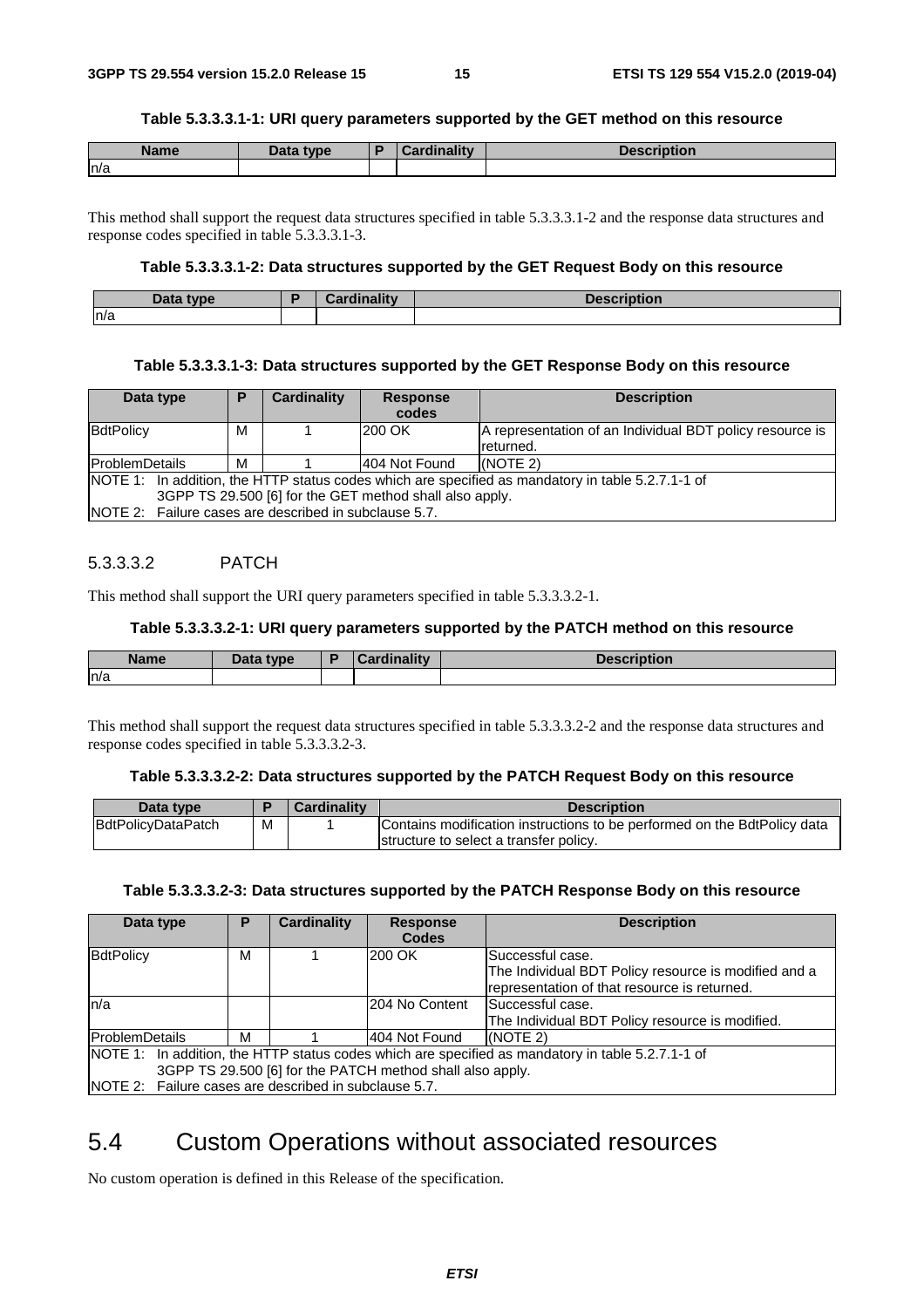**Table 5.3.3.3.1-1: URI query parameters supported by the GET method on this resource**

| Name | Data type | P | Cardinality | Description |
| --- | --- | --- | --- | --- |
| n/a | | | | |

This method shall support the request data structures specified in table 5.3.3.3.1-2 and the response data structures and response codes specified in table 5.3.3.3.1-3.

**Table 5.3.3.3.1-2: Data structures supported by the GET Request Body on this resource**

| Data type | P | Cardinality | Description |
| --- | --- | --- | --- |
| n/a | | | |

**Table 5.3.3.3.1-3: Data structures supported by the GET Response Body on this resource**

| Data type | P | Cardinality | Response codes | Description |
| --- | --- | --- | --- | --- |
| BdtPolicy | M | 1 | 200 OK | A representation of an Individual BDT policy resource is returned. |
| ProblemDetails | M | 1 | 404 Not Found | (NOTE 2) |
| NOTE 1: In addition, the HTTP status codes which are specified as mandatory in table 5.2.7.1-1 of 3GPP TS 29.500 [6] for the GET method shall also apply.<br>NOTE 2: Failure cases are described in subclause 5.7. | | | | |

#### 5.3.3.3.2 PATCH

This method shall support the URI query parameters specified in table 5.3.3.3.2-1.

**Table 5.3.3.3.2-1: URI query parameters supported by the PATCH method on this resource**

| Name | Data type | P | Cardinality | Description |
| --- | --- | --- | --- | --- |
| n/a | | | | |

This method shall support the request data structures specified in table 5.3.3.3.2-2 and the response data structures and response codes specified in table 5.3.3.3.2-3.

**Table 5.3.3.3.2-2: Data structures supported by the PATCH Request Body on this resource**

| Data type | P | Cardinality | Description |
| --- | --- | --- | --- |
| BdtPolicyDataPatch | M | 1 | Contains modification instructions to be performed on the BdtPolicy data structure to select a transfer policy. |

**Table 5.3.3.3.2-3: Data structures supported by the PATCH Response Body on this resource**

| Data type | P | Cardinality | Response Codes | Description |
| --- | --- | --- | --- | --- |
| BdtPolicy | M | 1 | 200 OK | Successful case.<br>The Individual BDT Policy resource is modified and a representation of that resource is returned. |
| n/a | | | 204 No Content | Successful case.<br>The Individual BDT Policy resource is modified. |
| ProblemDetails | M | 1 | 404 Not Found | (NOTE 2) |
| NOTE 1: In addition, the HTTP status codes which are specified as mandatory in table 5.2.7.1-1 of 3GPP TS 29.500 [6] for the PATCH method shall also apply.<br>NOTE 2: Failure cases are described in subclause 5.7. | | | | |

## 5.4 Custom Operations without associated resources

No custom operation is defined in this Release of the specification.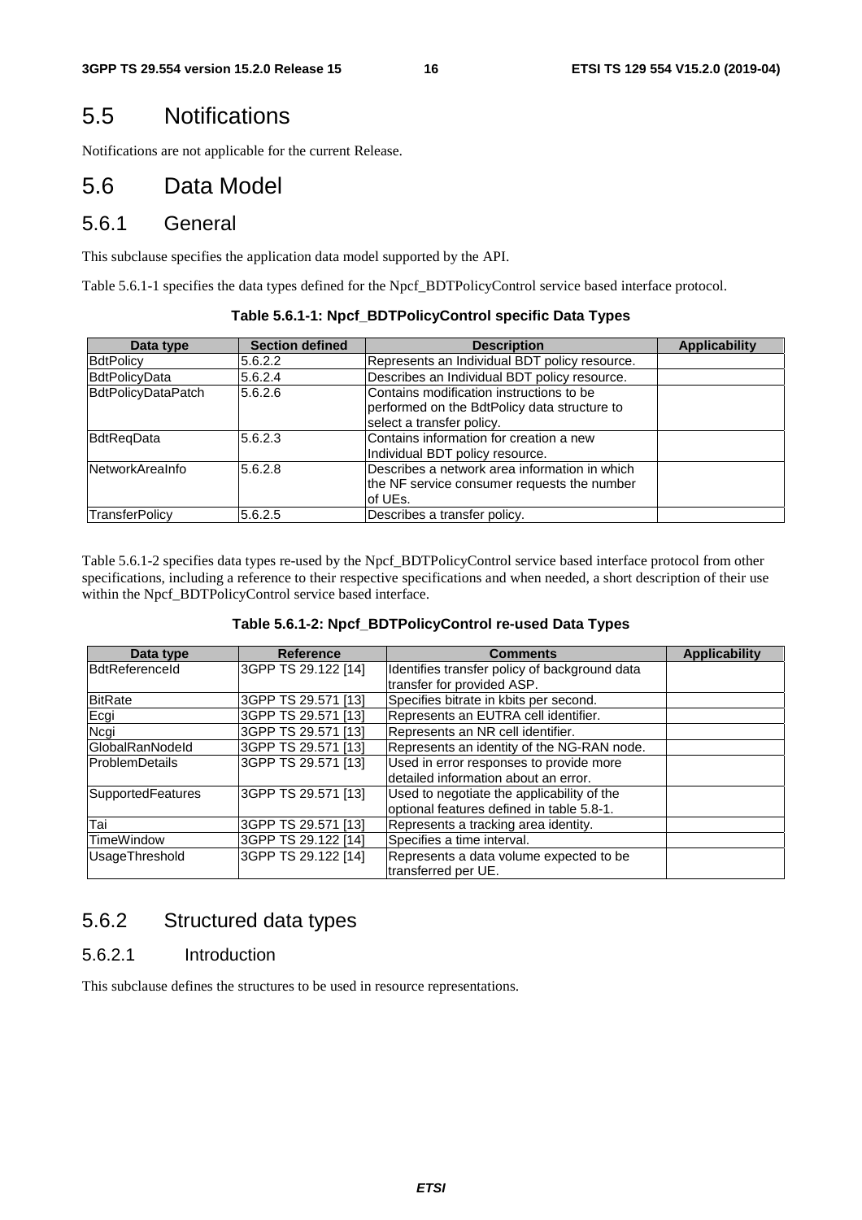# 5.5 Notifications

Notifications are not applicable for the current Release.

# 5.6 Data Model

## 5.6.1 General

This subclause specifies the application data model supported by the API.

Table 5.6.1-1 specifies the data types defined for the Npcf_BDTPolicyControl service based interface protocol.

**Table 5.6.1-1: Npcf_BDTPolicyControl specific Data Types**

| Data type | Section defined | Description | Applicability |
|---|---|---|---|
| BdtPolicy | 5.6.2.2 | Represents an Individual BDT policy resource. | |
| BdtPolicyData | 5.6.2.4 | Describes an Individual BDT policy resource. | |
| BdtPolicyDataPatch | 5.6.2.6 | Contains modification instructions to be performed on the BdtPolicy data structure to select a transfer policy. | |
| BdtReqData | 5.6.2.3 | Contains information for creation a new Individual BDT policy resource. | |
| NetworkAreaInfo | 5.6.2.8 | Describes a network area information in which the NF service consumer requests the number of UEs. | |
| TransferPolicy | 5.6.2.5 | Describes a transfer policy. | |

Table 5.6.1-2 specifies data types re-used by the Npcf_BDTPolicyControl service based interface protocol from other specifications, including a reference to their respective specifications and when needed, a short description of their use within the Npcf_BDTPolicyControl service based interface.

**Table 5.6.1-2: Npcf_BDTPolicyControl re-used Data Types**

| Data type | Reference | Comments | Applicability |
|---|---|---|---|
| BdtReferenceId | 3GPP TS 29.122 [14] | Identifies transfer policy of background data transfer for provided ASP. | |
| BitRate | 3GPP TS 29.571 [13] | Specifies bitrate in kbits per second. | |
| Ecgi | 3GPP TS 29.571 [13] | Represents an EUTRA cell identifier. | |
| Ncgi | 3GPP TS 29.571 [13] | Represents an NR cell identifier. | |
| GlobalRanNodeId | 3GPP TS 29.571 [13] | Represents an identity of the NG-RAN node. | |
| ProblemDetails | 3GPP TS 29.571 [13] | Used in error responses to provide more detailed information about an error. | |
| SupportedFeatures | 3GPP TS 29.571 [13] | Used to negotiate the applicability of the optional features defined in table 5.8-1. | |
| Tai | 3GPP TS 29.571 [13] | Represents a tracking area identity. | |
| TimeWindow | 3GPP TS 29.122 [14] | Specifies a time interval. | |
| UsageThreshold | 3GPP TS 29.122 [14] | Represents a data volume expected to be transferred per UE. | |

## 5.6.2 Structured data types

### 5.6.2.1 Introduction

This subclause defines the structures to be used in resource representations.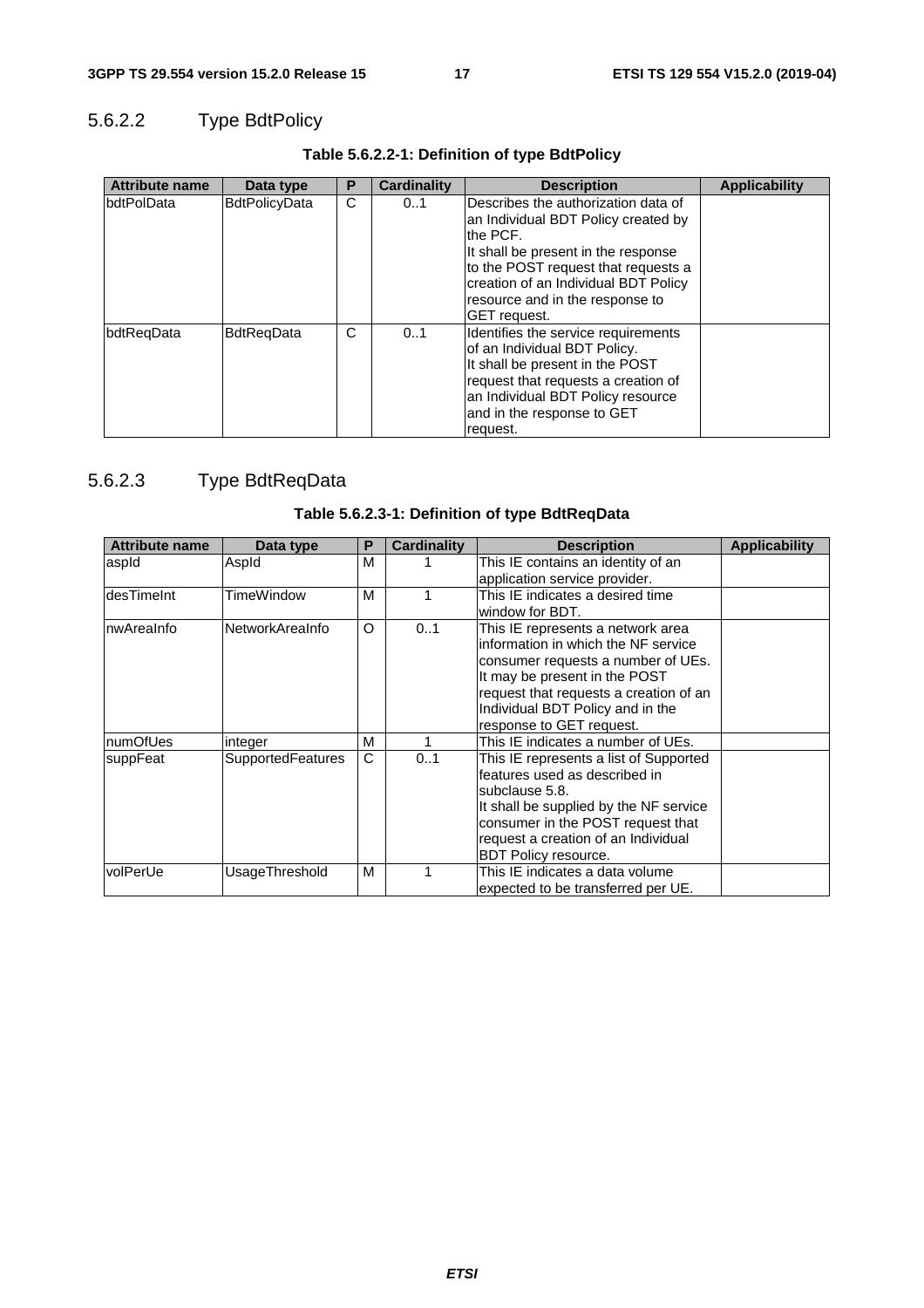#### 5.6.2.2 Type BdtPolicy

**Table 5.6.2.2-1: Definition of type BdtPolicy**

| Attribute name | Data type | P | Cardinality | Description | Applicability |
|---|---|---|---|---|---|
| bdtPolData | BdtPolicyData | C | 0..1 | Describes the authorization data of an Individual BDT Policy created by the PCF.<br>It shall be present in the response to the POST request that requests a creation of an Individual BDT Policy resource and in the response to GET request. | |
| bdtReqData | BdtReqData | C | 0..1 | Identifies the service requirements of an Individual BDT Policy.<br>It shall be present in the POST request that requests a creation of an Individual BDT Policy resource and in the response to GET request. | |

#### 5.6.2.3 Type BdtReqData

**Table 5.6.2.3-1: Definition of type BdtReqData**

| Attribute name | Data type | P | Cardinality | Description | Applicability |
|---|---|---|---|---|---|
| aspId | AspId | M | 1 | This IE contains an identity of an application service provider. | |
| desTimeInt | TimeWindow | M | 1 | This IE indicates a desired time window for BDT. | |
| nwAreaInfo | NetworkAreaInfo | O | 0..1 | This IE represents a network area information in which the NF service consumer requests a number of UEs.<br>It may be present in the POST request that requests a creation of an Individual BDT Policy and in the response to GET request. | |
| numOfUes | integer | M | 1 | This IE indicates a number of UEs. | |
| suppFeat | SupportedFeatures | C | 0..1 | This IE represents a list of Supported features used as described in subclause 5.8.<br>It shall be supplied by the NF service consumer in the POST request that request a creation of an Individual BDT Policy resource. | |
| volPerUe | UsageThreshold | M | 1 | This IE indicates a data volume expected to be transferred per UE. | |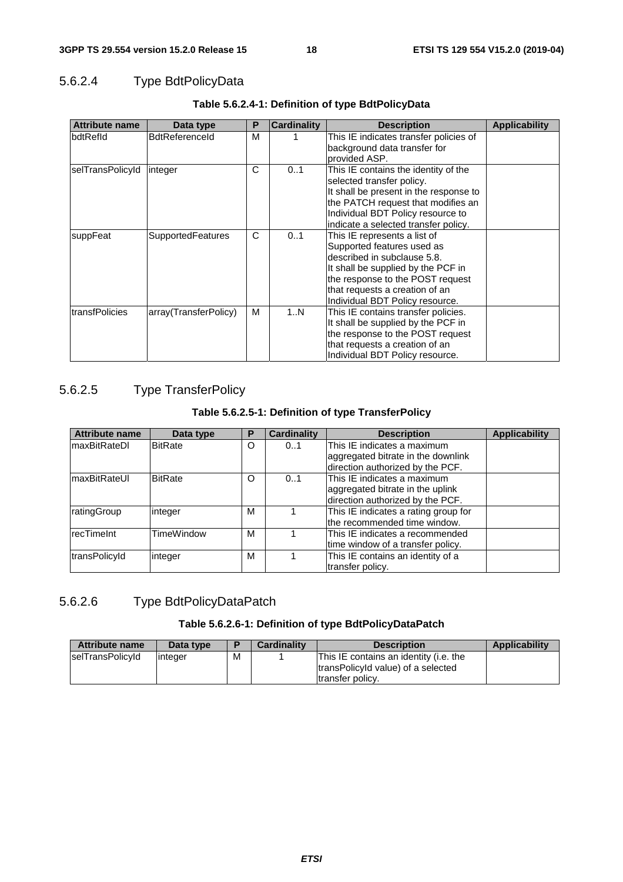#### 5.6.2.4 Type BdtPolicyData

**Table 5.6.2.4-1: Definition of type BdtPolicyData**

| Attribute name | Data type | P | Cardinality | Description | Applicability |
|---|---|---|---|---|---|
| bdtRefId | BdtReferenceId | M | 1 | This IE indicates transfer policies of background data transfer for provided ASP. | |
| selTransPolicyId | integer | C | 0..1 | This IE contains the identity of the selected transfer policy.<br>It shall be present in the response to the PATCH request that modifies an Individual BDT Policy resource to indicate a selected transfer policy. | |
| suppFeat | SupportedFeatures | C | 0..1 | This IE represents a list of Supported features used as described in subclause 5.8.<br>It shall be supplied by the PCF in the response to the POST request that requests a creation of an Individual BDT Policy resource. | |
| transfPolicies | array(TransferPolicy) | M | 1..N | This IE contains transfer policies.<br>It shall be supplied by the PCF in the response to the POST request that requests a creation of an Individual BDT Policy resource. | |

#### 5.6.2.5 Type TransferPolicy

**Table 5.6.2.5-1: Definition of type TransferPolicy**

| Attribute name | Data type | P | Cardinality | Description | Applicability |
|---|---|---|---|---|---|
| maxBitRateDl | BitRate | O | 0..1 | This IE indicates a maximum aggregated bitrate in the downlink direction authorized by the PCF. | |
| maxBitRateUl | BitRate | O | 0..1 | This IE indicates a maximum aggregated bitrate in the uplink direction authorized by the PCF. | |
| ratingGroup | integer | M | 1 | This IE indicates a rating group for the recommended time window. | |
| recTimeInt | TimeWindow | M | 1 | This IE indicates a recommended time window of a transfer policy. | |
| transPolicyId | integer | M | 1 | This IE contains an identity of a transfer policy. | |

#### 5.6.2.6 Type BdtPolicyDataPatch

**Table 5.6.2.6-1: Definition of type BdtPolicyDataPatch**

| Attribute name | Data type | P | Cardinality | Description | Applicability |
|---|---|---|---|---|---|
| selTransPolicyId | integer | M | 1 | This IE contains an identity (i.e. the transPolicyId value) of a selected transfer policy. | |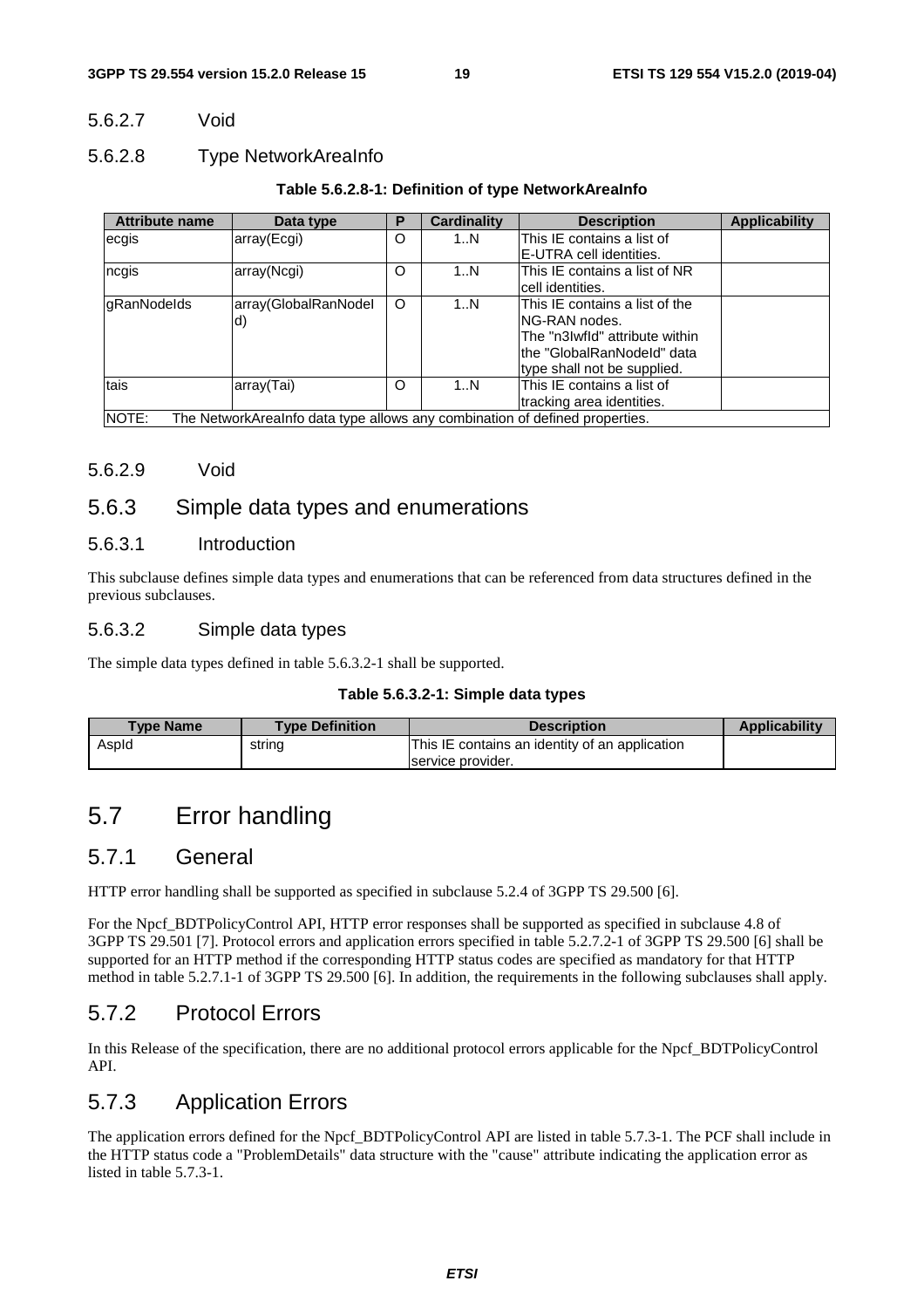#### 5.6.2.7 Void

#### 5.6.2.8 Type NetworkAreaInfo

**Table 5.6.2.8-1: Definition of type NetworkAreaInfo**

| Attribute name | Data type | P | Cardinality | Description | Applicability |
|---|---|---|---|---|---|
| ecgis | array(Ecgi) | O | 1..N | This IE contains a list of E-UTRA cell identities. | |
| ncgis | array(Ncgi) | O | 1..N | This IE contains a list of NR cell identities. | |
| gRanNodeIds | array(GlobalRanNodeId) | O | 1..N | This IE contains a list of the NG-RAN nodes. The "n3IwfId" attribute within the "GlobalRanNodeId" data type shall not be supplied. | |
| tais | array(Tai) | O | 1..N | This IE contains a list of tracking area identities. | |
| NOTE: The NetworkAreaInfo data type allows any combination of defined properties. | | | | | |

#### 5.6.2.9 Void

### 5.6.3 Simple data types and enumerations

#### 5.6.3.1 Introduction

This subclause defines simple data types and enumerations that can be referenced from data structures defined in the previous subclauses.

#### 5.6.3.2 Simple data types

The simple data types defined in table 5.6.3.2-1 shall be supported.

**Table 5.6.3.2-1: Simple data types**

| Type Name | Type Definition | Description | Applicability |
|---|---|---|---|
| AspId | string | This IE contains an identity of an application service provider. | |

## 5.7 Error handling

### 5.7.1 General

HTTP error handling shall be supported as specified in subclause 5.2.4 of 3GPP TS 29.500 [6].

For the Npcf_BDTPolicyControl API, HTTP error responses shall be supported as specified in subclause 4.8 of 3GPP TS 29.501 [7]. Protocol errors and application errors specified in table 5.2.7.2-1 of 3GPP TS 29.500 [6] shall be supported for an HTTP method if the corresponding HTTP status codes are specified as mandatory for that HTTP method in table 5.2.7.1-1 of 3GPP TS 29.500 [6]. In addition, the requirements in the following subclauses shall apply.

### 5.7.2 Protocol Errors

In this Release of the specification, there are no additional protocol errors applicable for the Npcf_BDTPolicyControl API.

### 5.7.3 Application Errors

The application errors defined for the Npcf_BDTPolicyControl API are listed in table 5.7.3-1. The PCF shall include in the HTTP status code a "ProblemDetails" data structure with the "cause" attribute indicating the application error as listed in table 5.7.3-1.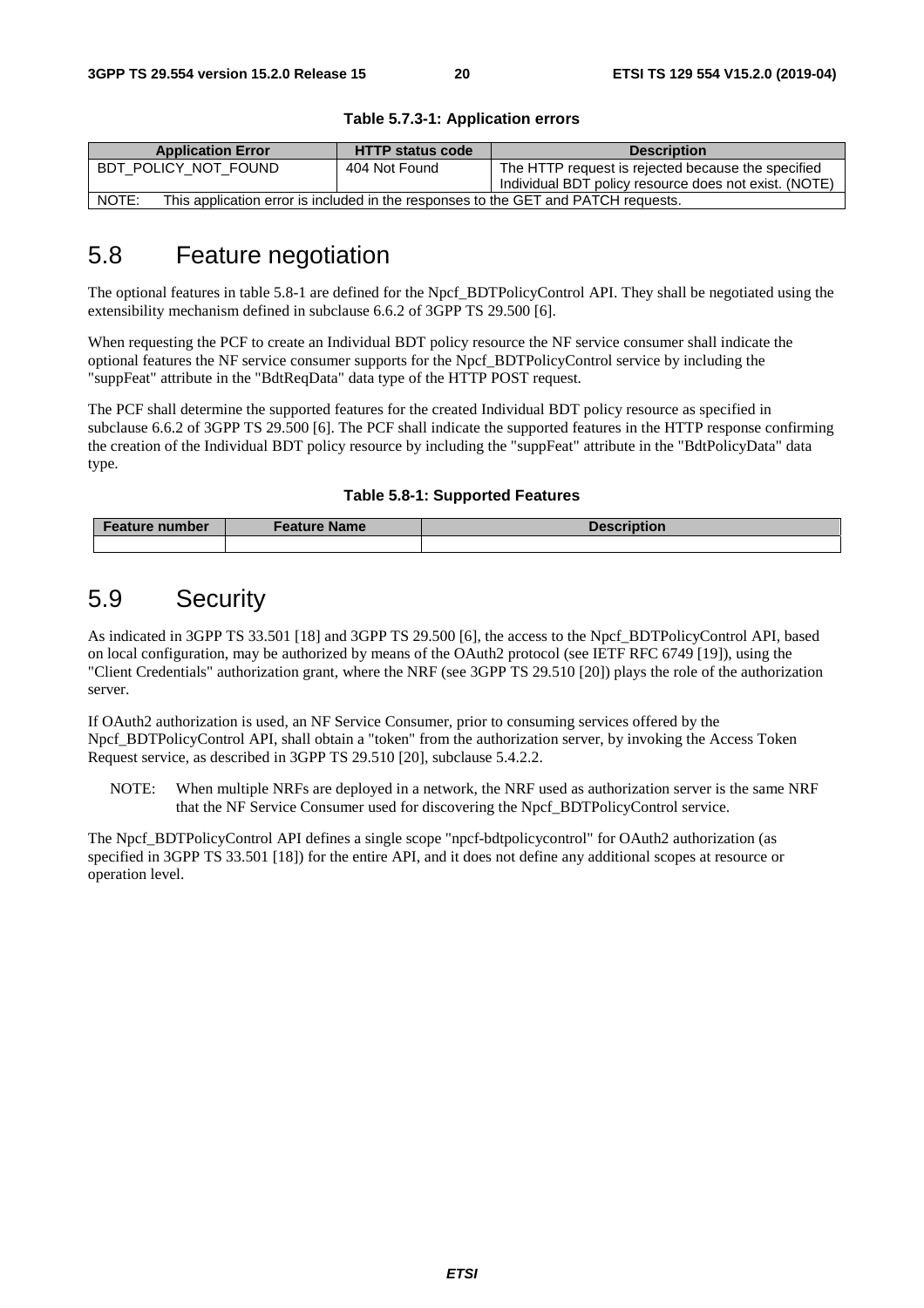**Table 5.7.3-1: Application errors**

| Application Error | HTTP status code | Description |
| --- | --- | --- |
| BDT_POLICY_NOT_FOUND | 404 Not Found | The HTTP request is rejected because the specified Individual BDT policy resource does not exist. (NOTE) |
| NOTE: This application error is included in the responses to the GET and PATCH requests. | | |

## 5.8 Feature negotiation

The optional features in table 5.8-1 are defined for the Npcf_BDTPolicyControl API. They shall be negotiated using the extensibility mechanism defined in subclause 6.6.2 of 3GPP TS 29.500 [6].

When requesting the PCF to create an Individual BDT policy resource the NF service consumer shall indicate the optional features the NF service consumer supports for the Npcf_BDTPolicyControl service by including the "suppFeat" attribute in the "BdtReqData" data type of the HTTP POST request.

The PCF shall determine the supported features for the created Individual BDT policy resource as specified in subclause 6.6.2 of 3GPP TS 29.500 [6]. The PCF shall indicate the supported features in the HTTP response confirming the creation of the Individual BDT policy resource by including the "suppFeat" attribute in the "BdtPolicyData" data type.

**Table 5.8-1: Supported Features**

| Feature number | Feature Name | Description |
| --- | --- | --- |
| | | |

## 5.9 Security

As indicated in 3GPP TS 33.501 [18] and 3GPP TS 29.500 [6], the access to the Npcf_BDTPolicyControl API, based on local configuration, may be authorized by means of the OAuth2 protocol (see IETF RFC 6749 [19]), using the "Client Credentials" authorization grant, where the NRF (see 3GPP TS 29.510 [20]) plays the role of the authorization server.

If OAuth2 authorization is used, an NF Service Consumer, prior to consuming services offered by the Npcf_BDTPolicyControl API, shall obtain a "token" from the authorization server, by invoking the Access Token Request service, as described in 3GPP TS 29.510 [20], subclause 5.4.2.2.

NOTE: When multiple NRFs are deployed in a network, the NRF used as authorization server is the same NRF that the NF Service Consumer used for discovering the Npcf_BDTPolicyControl service.

The Npcf_BDTPolicyControl API defines a single scope "npcf-bdtpolicycontrol" for OAuth2 authorization (as specified in 3GPP TS 33.501 [18]) for the entire API, and it does not define any additional scopes at resource or operation level.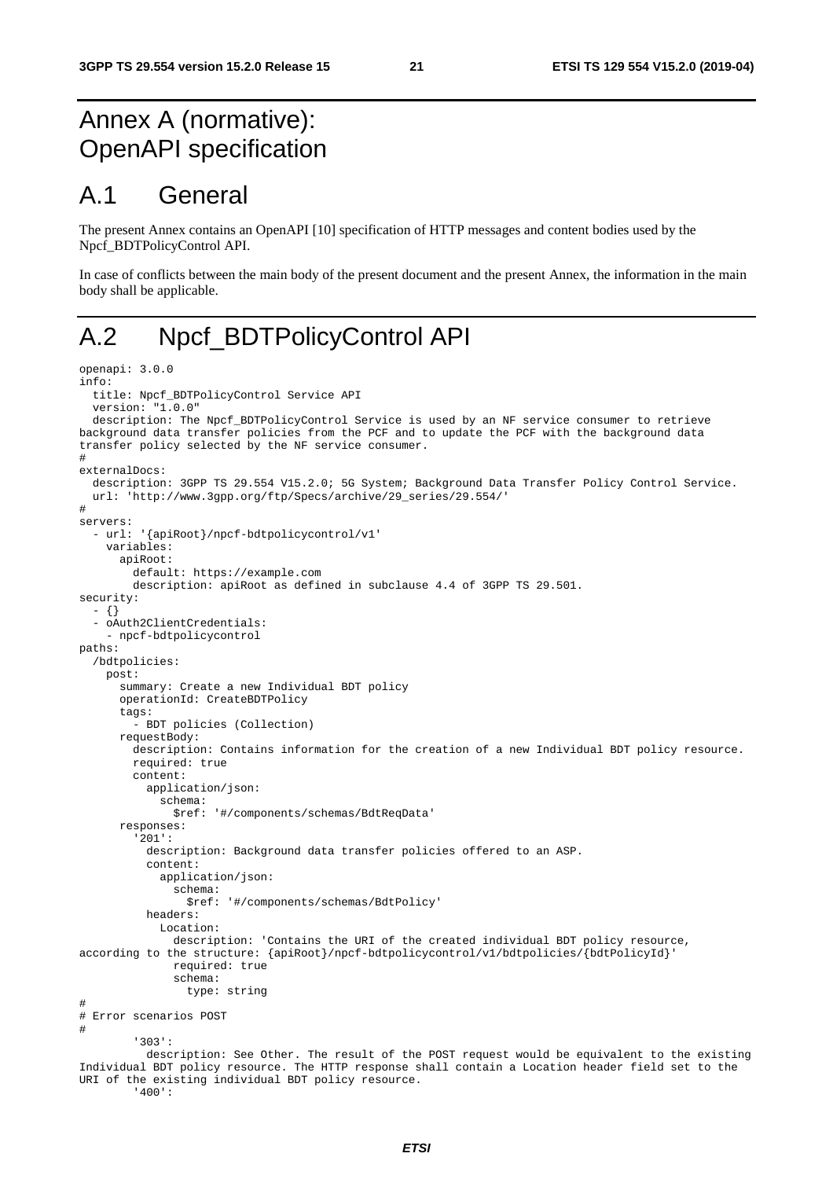# Annex A (normative): OpenAPI specification

## A.1 General

The present Annex contains an OpenAPI [10] specification of HTTP messages and content bodies used by the Npcf_BDTPolicyControl API.

In case of conflicts between the main body of the present document and the present Annex, the information in the main body shall be applicable.

## A.2 Npcf_BDTPolicyControl API

```
openapi: 3.0.0
info:
  title: Npcf_BDTPolicyControl Service API
  version: "1.0.0"
  description: The Npcf_BDTPolicyControl Service is used by an NF service consumer to retrieve
background data transfer policies from the PCF and to update the PCF with the background data
transfer policy selected by the NF service consumer.
#
externalDocs:
  description: 3GPP TS 29.554 V15.2.0; 5G System; Background Data Transfer Policy Control Service.
  url: 'http://www.3gpp.org/ftp/Specs/archive/29_series/29.554/'
#
servers:
  - url: '{apiRoot}/npcf-bdtpolicycontrol/v1'
    variables:
      apiRoot:
        default: https://example.com
        description: apiRoot as defined in subclause 4.4 of 3GPP TS 29.501.
security:
  - {}
  - oAuth2ClientCredentials:
    - npcf-bdtpolicycontrol
paths:
  /bdtpolicies:
    post:
      summary: Create a new Individual BDT policy
      operationId: CreateBDTPolicy
      tags:
        - BDT policies (Collection)
      requestBody:
        description: Contains information for the creation of a new Individual BDT policy resource.
        required: true
        content:
          application/json:
            schema:
              $ref: '#/components/schemas/BdtReqData'
      responses:
        '201':
          description: Background data transfer policies offered to an ASP.
          content:
            application/json:
              schema:
                $ref: '#/components/schemas/BdtPolicy'
          headers:
            Location:
              description: 'Contains the URI of the created individual BDT policy resource,
according to the structure: {apiRoot}/npcf-bdtpolicycontrol/v1/bdtpolicies/{bdtPolicyId}'
              required: true
              schema:
                type: string
#
# Error scenarios POST
#
        '303':
          description: See Other. The result of the POST request would be equivalent to the existing
Individual BDT policy resource. The HTTP response shall contain a Location header field set to the
URI of the existing individual BDT policy resource.
        '400':
```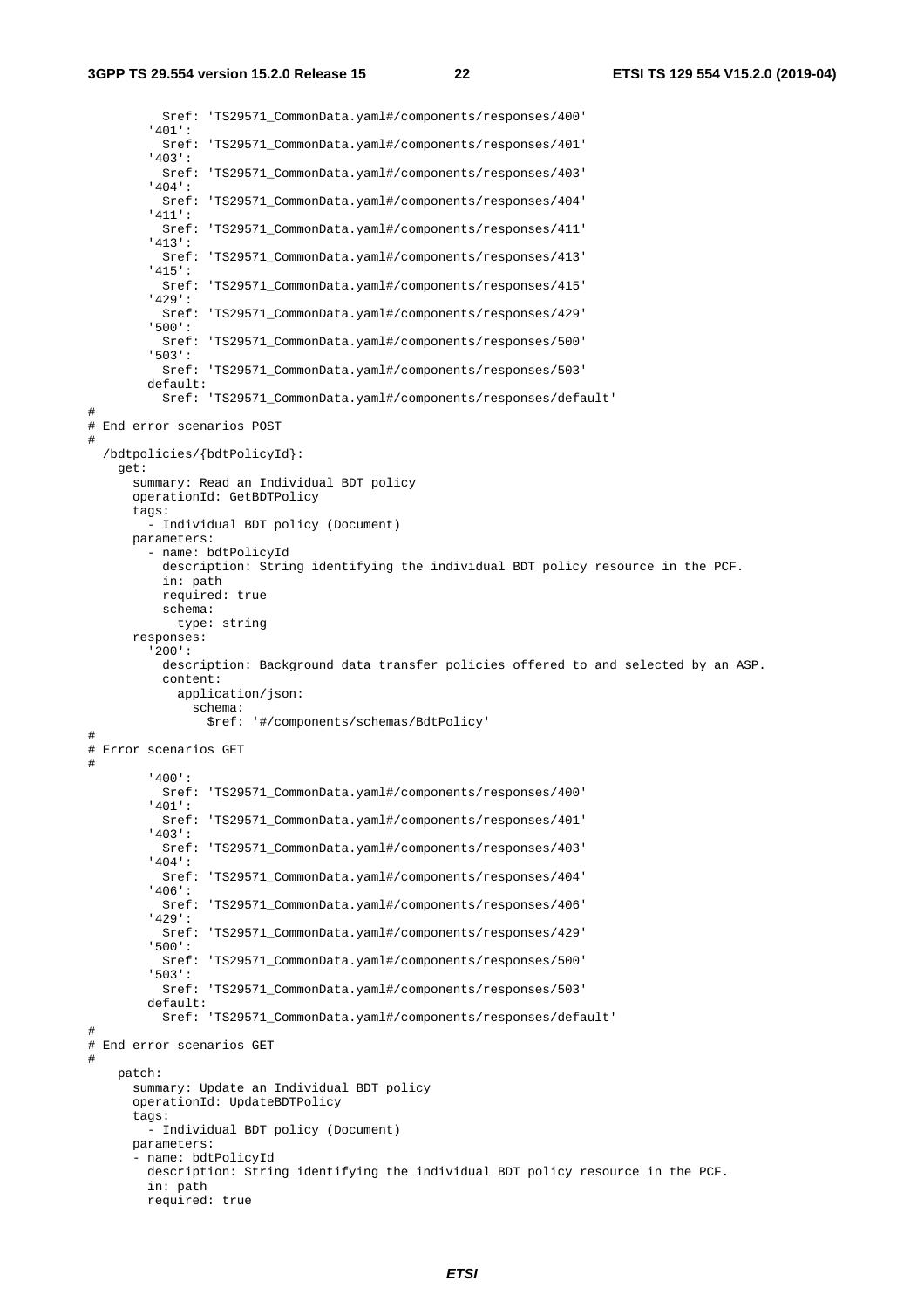```
          $ref: 'TS29571_CommonData.yaml#/components/responses/400'
        '401':
          $ref: 'TS29571_CommonData.yaml#/components/responses/401'
        '403':
          $ref: 'TS29571_CommonData.yaml#/components/responses/403'
        '404':
          $ref: 'TS29571_CommonData.yaml#/components/responses/404'
        '411':
          $ref: 'TS29571_CommonData.yaml#/components/responses/411'
        '413':
          $ref: 'TS29571_CommonData.yaml#/components/responses/413'
        '415':
          $ref: 'TS29571_CommonData.yaml#/components/responses/415'
        '429':
          $ref: 'TS29571_CommonData.yaml#/components/responses/429'
        '500':
          $ref: 'TS29571_CommonData.yaml#/components/responses/500'
        '503':
          $ref: 'TS29571_CommonData.yaml#/components/responses/503'
        default:
          $ref: 'TS29571_CommonData.yaml#/components/responses/default'
#
# End error scenarios POST
#
  /bdtpolicies/{bdtPolicyId}:
    get:
      summary: Read an Individual BDT policy
      operationId: GetBDTPolicy
      tags:
        - Individual BDT policy (Document)
      parameters:
        - name: bdtPolicyId
          description: String identifying the individual BDT policy resource in the PCF.
          in: path
          required: true
          schema:
            type: string
      responses:
        '200':
          description: Background data transfer policies offered to and selected by an ASP.
          content:
            application/json:
              schema:
                $ref: '#/components/schemas/BdtPolicy'
#
# Error scenarios GET
#
        '400':
          $ref: 'TS29571_CommonData.yaml#/components/responses/400'
        '401':
          $ref: 'TS29571_CommonData.yaml#/components/responses/401'
        '403':
          $ref: 'TS29571_CommonData.yaml#/components/responses/403'
        '404':
          $ref: 'TS29571_CommonData.yaml#/components/responses/404'
        '406':
          $ref: 'TS29571_CommonData.yaml#/components/responses/406'
        '429':
          $ref: 'TS29571_CommonData.yaml#/components/responses/429'
        '500':
          $ref: 'TS29571_CommonData.yaml#/components/responses/500'
        '503':
          $ref: 'TS29571_CommonData.yaml#/components/responses/503'
        default:
          $ref: 'TS29571_CommonData.yaml#/components/responses/default'
#
# End error scenarios GET
#
    patch:
      summary: Update an Individual BDT policy
      operationId: UpdateBDTPolicy
      tags:
        - Individual BDT policy (Document)
      parameters:
      - name: bdtPolicyId
        description: String identifying the individual BDT policy resource in the PCF.
        in: path
        required: true
```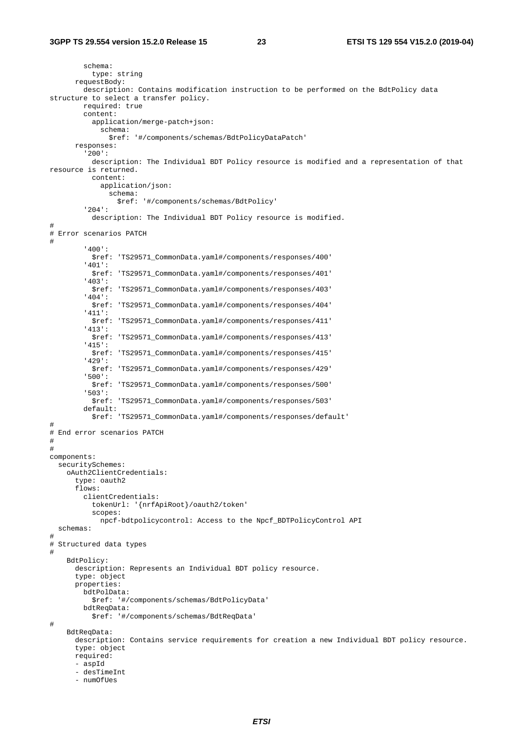```
        schema:
          type: string
      requestBody:
        description: Contains modification instruction to be performed on the BdtPolicy data 
structure to select a transfer policy.
        required: true
        content:
          application/merge-patch+json:
            schema:
              $ref: '#/components/schemas/BdtPolicyDataPatch'
      responses:
        '200':
          description: The Individual BDT Policy resource is modified and a representation of that 
resource is returned.
          content:
            application/json:
              schema:
                $ref: '#/components/schemas/BdtPolicy'
        '204':
          description: The Individual BDT Policy resource is modified.
#
# Error scenarios PATCH
#
        '400':
          $ref: 'TS29571_CommonData.yaml#/components/responses/400'
        '401':
          $ref: 'TS29571_CommonData.yaml#/components/responses/401'
        '403':
          $ref: 'TS29571_CommonData.yaml#/components/responses/403'
        '404':
          $ref: 'TS29571_CommonData.yaml#/components/responses/404'
        '411':
          $ref: 'TS29571_CommonData.yaml#/components/responses/411'
        '413':
          $ref: 'TS29571_CommonData.yaml#/components/responses/413'
        '415':
          $ref: 'TS29571_CommonData.yaml#/components/responses/415'
        '429':
          $ref: 'TS29571_CommonData.yaml#/components/responses/429'
        '500':
          $ref: 'TS29571_CommonData.yaml#/components/responses/500'
        '503':
          $ref: 'TS29571_CommonData.yaml#/components/responses/503'
        default:
          $ref: 'TS29571_CommonData.yaml#/components/responses/default'
#
# End error scenarios PATCH
#
#
components:
  securitySchemes:
    oAuth2ClientCredentials:
      type: oauth2
      flows:
        clientCredentials:
          tokenUrl: '{nrfApiRoot}/oauth2/token'
          scopes:
            npcf-bdtpolicycontrol: Access to the Npcf_BDTPolicyControl API
  schemas:
#
# Structured data types
#
    BdtPolicy:
      description: Represents an Individual BDT policy resource.
      type: object
      properties:
        bdtPolData:
          $ref: '#/components/schemas/BdtPolicyData'
        bdtReqData:
          $ref: '#/components/schemas/BdtReqData'
#
    BdtReqData:
      description: Contains service requirements for creation a new Individual BDT policy resource.
      type: object
      required:
      - aspId
      - desTimeInt
      - numOfUes
```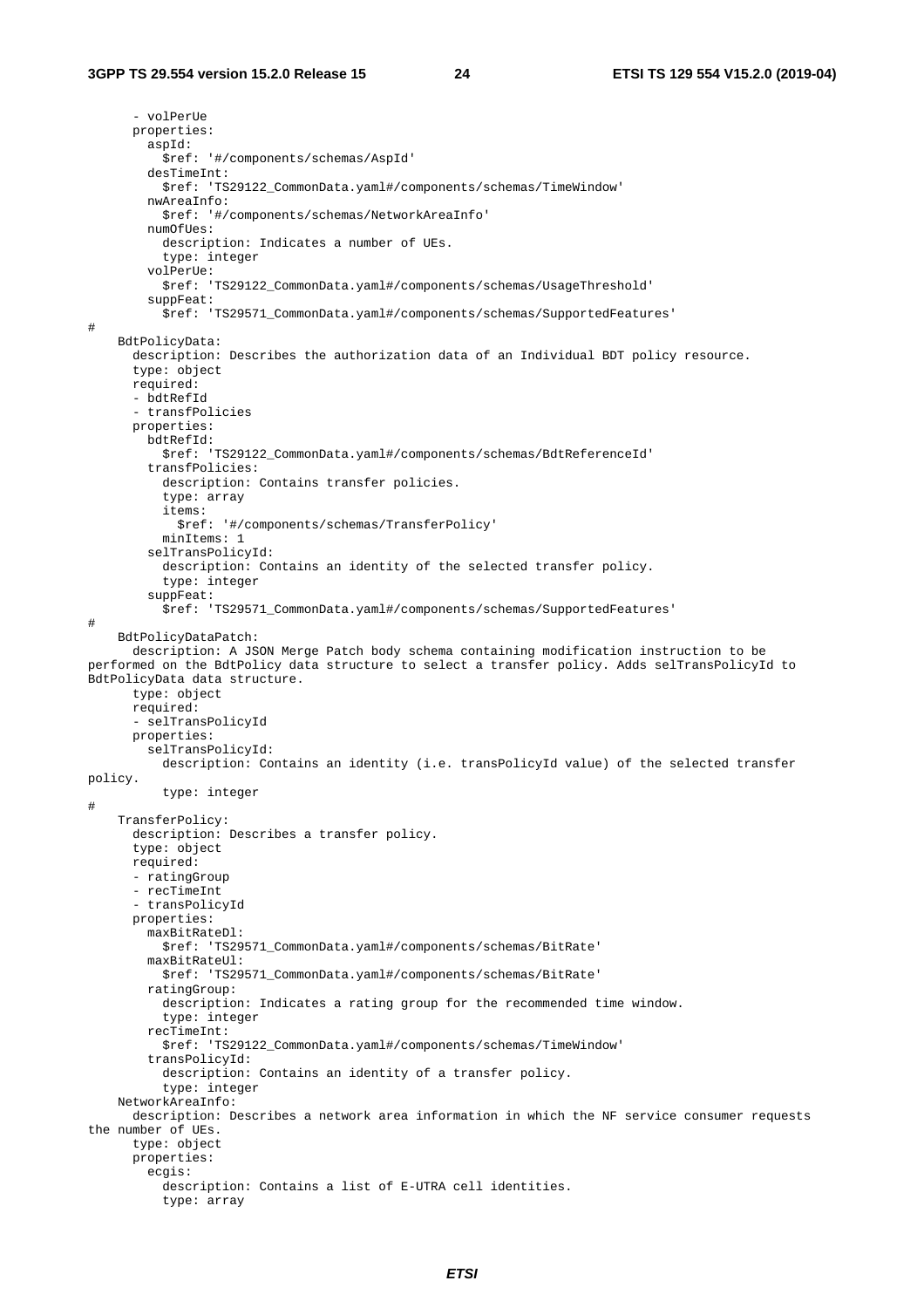```
        - volPerUe
      properties:
        aspId:
          $ref: '#/components/schemas/AspId'
        desTimeInt:
          $ref: 'TS29122_CommonData.yaml#/components/schemas/TimeWindow'
        nwAreaInfo:
          $ref: '#/components/schemas/NetworkAreaInfo'
        numOfUes:
          description: Indicates a number of UEs.
          type: integer
        volPerUe:
          $ref: 'TS29122_CommonData.yaml#/components/schemas/UsageThreshold'
        suppFeat:
          $ref: 'TS29571_CommonData.yaml#/components/schemas/SupportedFeatures'
#
    BdtPolicyData:
      description: Describes the authorization data of an Individual BDT policy resource.
      type: object
      required:
      - bdtRefId
      - transfPolicies
      properties:
        bdtRefId:
          $ref: 'TS29122_CommonData.yaml#/components/schemas/BdtReferenceId'
        transfPolicies:
          description: Contains transfer policies.
          type: array
          items:
            $ref: '#/components/schemas/TransferPolicy'
          minItems: 1
        selTransPolicyId:
          description: Contains an identity of the selected transfer policy.
          type: integer
        suppFeat:
          $ref: 'TS29571_CommonData.yaml#/components/schemas/SupportedFeatures'
#
    BdtPolicyDataPatch:
      description: A JSON Merge Patch body schema containing modification instruction to be
performed on the BdtPolicy data structure to select a transfer policy. Adds selTransPolicyId to
BdtPolicyData data structure.
      type: object
      required:
      - selTransPolicyId
      properties:
        selTransPolicyId:
          description: Contains an identity (i.e. transPolicyId value) of the selected transfer
policy.
          type: integer
#
    TransferPolicy:
      description: Describes a transfer policy.
      type: object
      required:
      - ratingGroup
      - recTimeInt
      - transPolicyId
      properties:
        maxBitRateDl:
          $ref: 'TS29571_CommonData.yaml#/components/schemas/BitRate'
        maxBitRateUl:
          $ref: 'TS29571_CommonData.yaml#/components/schemas/BitRate'
        ratingGroup:
          description: Indicates a rating group for the recommended time window.
          type: integer
        recTimeInt:
          $ref: 'TS29122_CommonData.yaml#/components/schemas/TimeWindow'
        transPolicyId:
          description: Contains an identity of a transfer policy.
          type: integer
    NetworkAreaInfo:
      description: Describes a network area information in which the NF service consumer requests
the number of UEs.
      type: object
      properties:
        ecgis:
          description: Contains a list of E-UTRA cell identities.
          type: array
```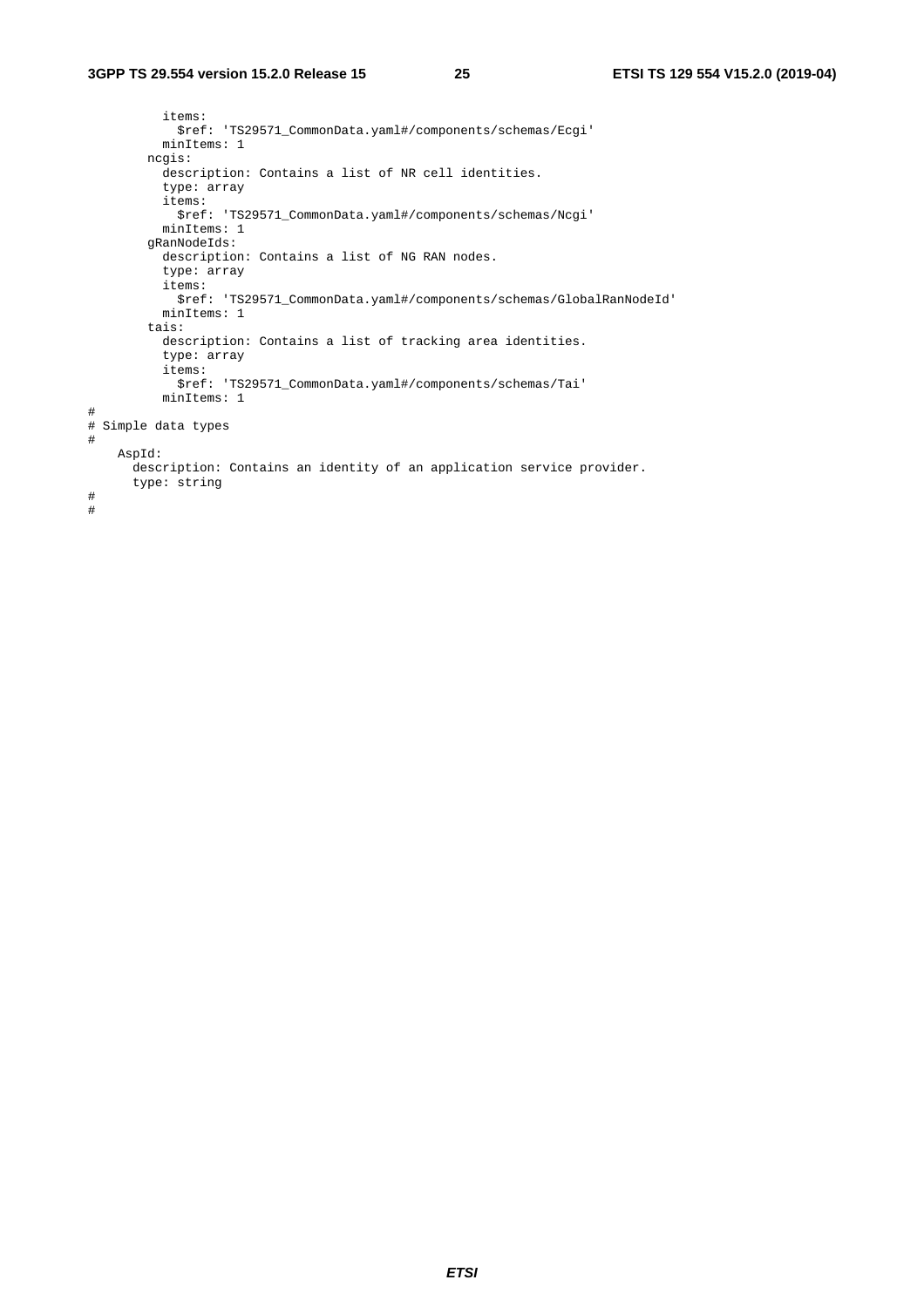```
          items:
            $ref: 'TS29571_CommonData.yaml#/components/schemas/Ecgi'
          minItems: 1
        ncgis:
          description: Contains a list of NR cell identities.
          type: array
          items:
            $ref: 'TS29571_CommonData.yaml#/components/schemas/Ncgi'
          minItems: 1
        gRanNodeIds:
          description: Contains a list of NG RAN nodes.
          type: array
          items:
            $ref: 'TS29571_CommonData.yaml#/components/schemas/GlobalRanNodeId'
          minItems: 1
        tais:
          description: Contains a list of tracking area identities.
          type: array
          items:
            $ref: 'TS29571_CommonData.yaml#/components/schemas/Tai'
          minItems: 1
#
# Simple data types
#
    AspId:
      description: Contains an identity of an application service provider.
      type: string
#
#
```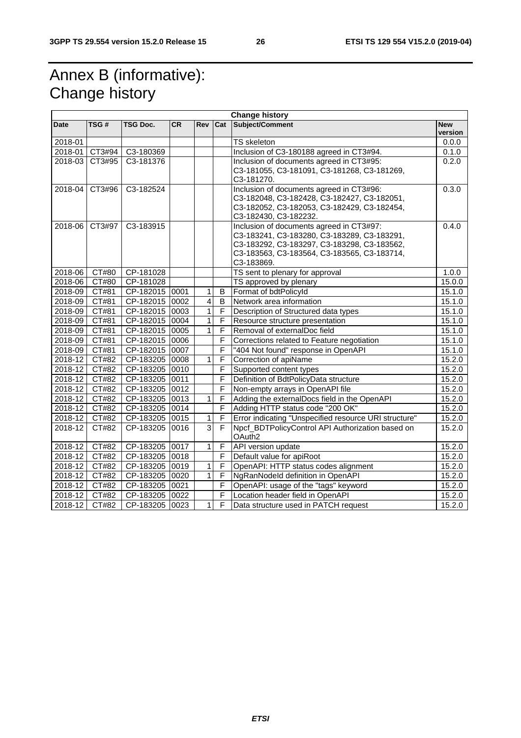# Annex B (informative): Change history

| Change history | | | | | | | |
|---|---|---|---|---|---|---|---|
| **Date** | **TSG #** | **TSG Doc.** | **CR** | **Rev** | **Cat** | **Subject/Comment** | **New version** |
| 2018-01 | | | | | | TS skeleton | 0.0.0 |
| 2018-01 | CT3#94 | C3-180369 | | | | Inclusion of C3-180188 agreed in CT3#94. | 0.1.0 |
| 2018-03 | CT3#95 | C3-181376 | | | | Inclusion of documents agreed in CT3#95: C3-181055, C3-181091, C3-181268, C3-181269, C3-181270. | 0.2.0 |
| 2018-04 | CT3#96 | C3-182524 | | | | Inclusion of documents agreed in CT3#96: C3-182048, C3-182428, C3-182427, C3-182051, C3-182052, C3-182053, C3-182429, C3-182454, C3-182430, C3-182232. | 0.3.0 |
| 2018-06 | CT3#97 | C3-183915 | | | | Inclusion of documents agreed in CT3#97: C3-183241, C3-183280, C3-183289, C3-183291, C3-183292, C3-183297, C3-183298, C3-183562, C3-183563, C3-183564, C3-183565, C3-183714, C3-183869. | 0.4.0 |
| 2018-06 | CT#80 | CP-181028 | | | | TS sent to plenary for approval | 1.0.0 |
| 2018-06 | CT#80 | CP-181028 | | | | TS approved by plenary | 15.0.0 |
| 2018-09 | CT#81 | CP-182015 | 0001 | 1 | B | Format of bdtPolicyId | 15.1.0 |
| 2018-09 | CT#81 | CP-182015 | 0002 | 4 | B | Network area information | 15.1.0 |
| 2018-09 | CT#81 | CP-182015 | 0003 | 1 | F | Description of Structured data types | 15.1.0 |
| 2018-09 | CT#81 | CP-182015 | 0004 | 1 | F | Resource structure presentation | 15.1.0 |
| 2018-09 | CT#81 | CP-182015 | 0005 | 1 | F | Removal of externalDoc field | 15.1.0 |
| 2018-09 | CT#81 | CP-182015 | 0006 | | F | Corrections related to Feature negotiation | 15.1.0 |
| 2018-09 | CT#81 | CP-182015 | 0007 | | F | "404 Not found" response in OpenAPI | 15.1.0 |
| 2018-12 | CT#82 | CP-183205 | 0008 | 1 | F | Correction of apiName | 15.2.0 |
| 2018-12 | CT#82 | CP-183205 | 0010 | | F | Supported content types | 15.2.0 |
| 2018-12 | CT#82 | CP-183205 | 0011 | | F | Definition of BdtPolicyData structure | 15.2.0 |
| 2018-12 | CT#82 | CP-183205 | 0012 | | F | Non-empty arrays in OpenAPI file | 15.2.0 |
| 2018-12 | CT#82 | CP-183205 | 0013 | 1 | F | Adding the externalDocs field in the OpenAPI | 15.2.0 |
| 2018-12 | CT#82 | CP-183205 | 0014 | | F | Adding HTTP status code "200 OK" | 15.2.0 |
| 2018-12 | CT#82 | CP-183205 | 0015 | 1 | F | Error indicating "Unspecified resource URI structure" | 15.2.0 |
| 2018-12 | CT#82 | CP-183205 | 0016 | 3 | F | Npcf_BDTPolicyControl API Authorization based on OAuth2 | 15.2.0 |
| 2018-12 | CT#82 | CP-183205 | 0017 | 1 | F | API version update | 15.2.0 |
| 2018-12 | CT#82 | CP-183205 | 0018 | | F | Default value for apiRoot | 15.2.0 |
| 2018-12 | CT#82 | CP-183205 | 0019 | 1 | F | OpenAPI: HTTP status codes alignment | 15.2.0 |
| 2018-12 | CT#82 | CP-183205 | 0020 | 1 | F | NgRanNodeId definition in OpenAPI | 15.2.0 |
| 2018-12 | CT#82 | CP-183205 | 0021 | | F | OpenAPI: usage of the "tags" keyword | 15.2.0 |
| 2018-12 | CT#82 | CP-183205 | 0022 | | F | Location header field in OpenAPI | 15.2.0 |
| 2018-12 | CT#82 | CP-183205 | 0023 | 1 | F | Data structure used in PATCH request | 15.2.0 |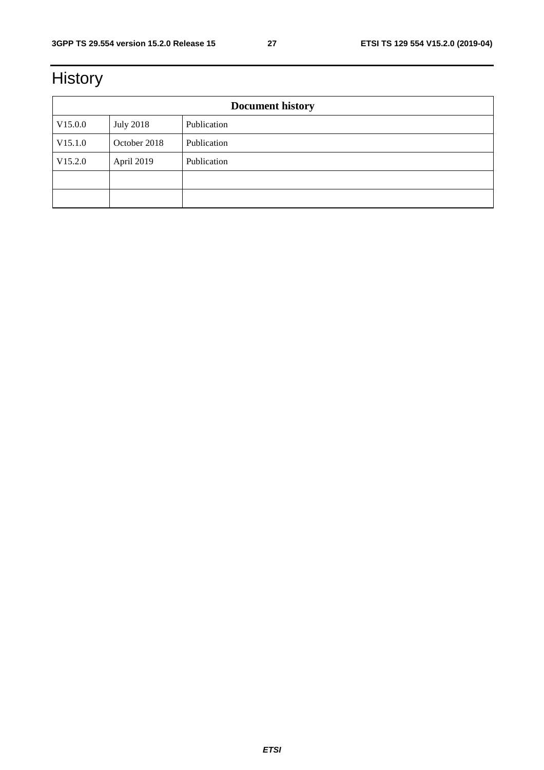# History

| Document history | | |
|---|---|---|
| V15.0.0 | July 2018 | Publication |
| V15.1.0 | October 2018 | Publication |
| V15.2.0 | April 2019 | Publication |
| | | |
| | | |